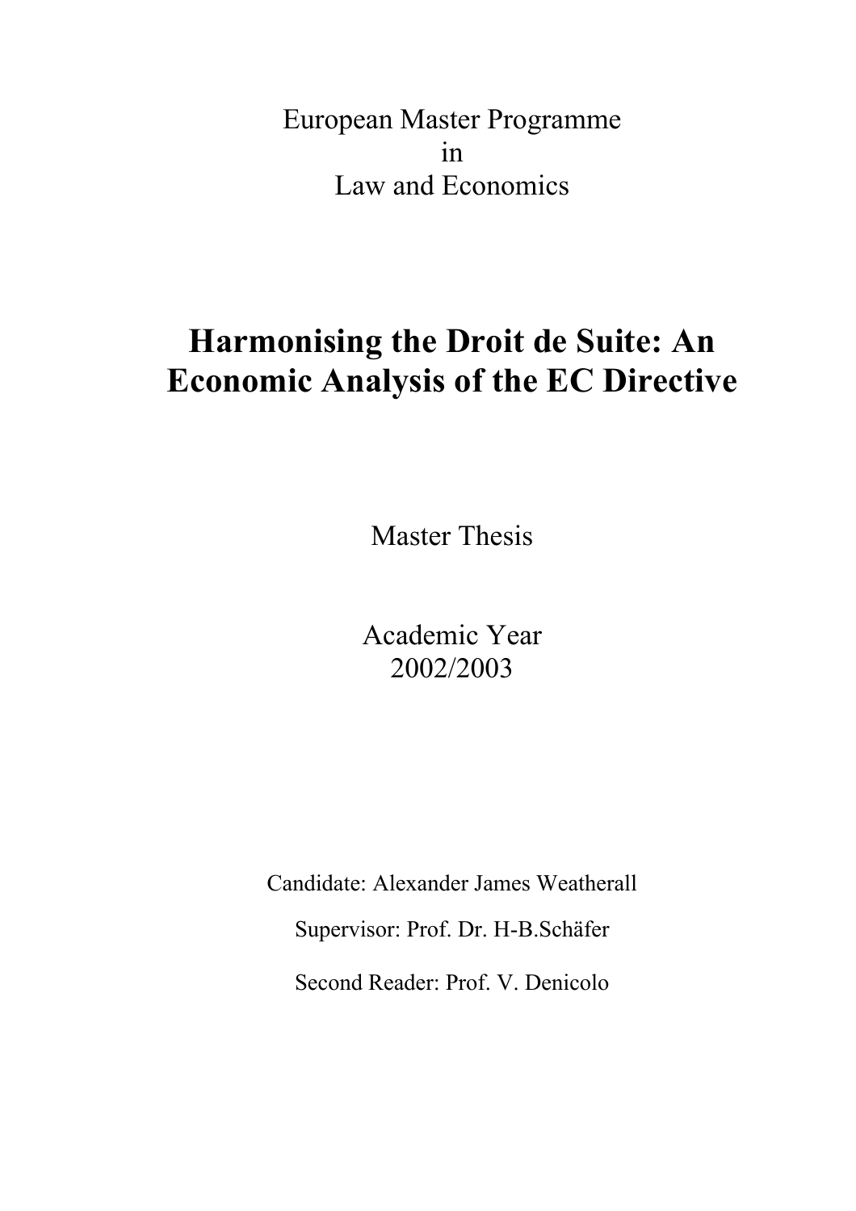European Master Programme
in
Law and Economics

# Harmonising the Droit de Suite: An Economic Analysis of the EC Directive

Master Thesis

Academic Year
2002/2003

Candidate: Alexander James Weatherall

Supervisor: Prof. Dr. H-B.Schäfer

Second Reader: Prof. V. Denicolo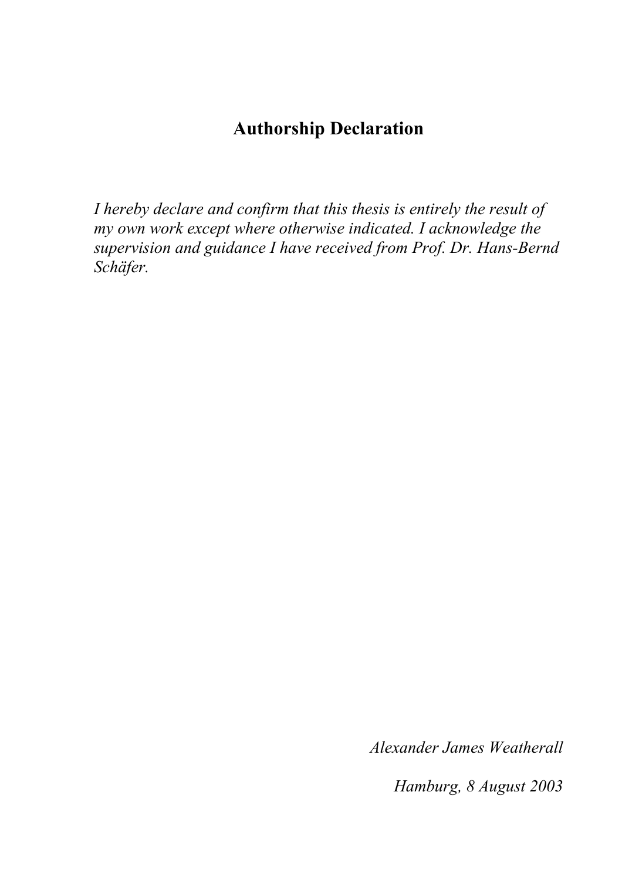# Authorship Declaration

*I hereby declare and confirm that this thesis is entirely the result of my own work except where otherwise indicated. I acknowledge the supervision and guidance I have received from Prof. Dr. Hans-Bernd Schäfer.*

*Alexander James Weatherall*

*Hamburg, 8 August 2003*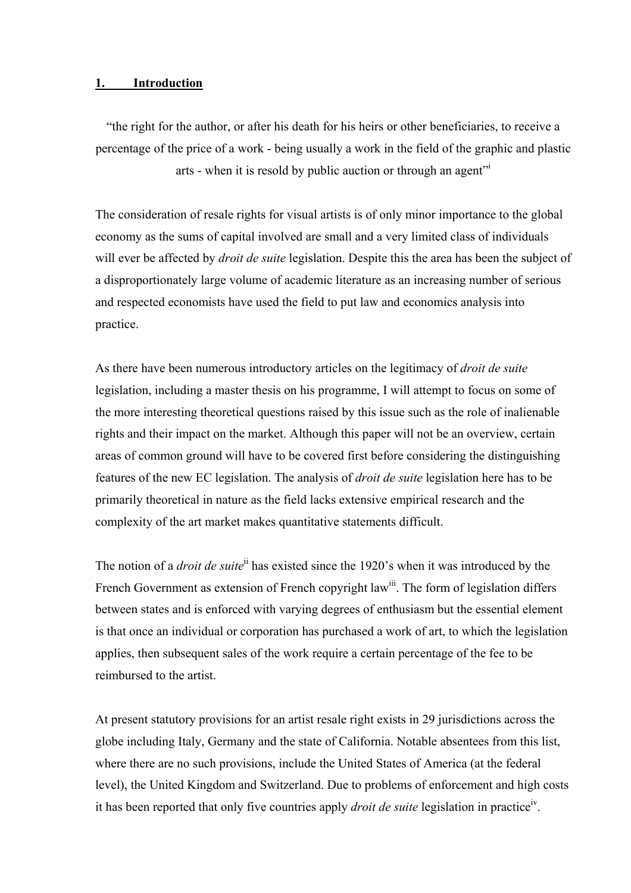## 1. Introduction

"the right for the author, or after his death for his heirs or other beneficiaries, to receive a percentage of the price of a work - being usually a work in the field of the graphic and plastic arts - when it is resold by public auction or through an agent"[i]

The consideration of resale rights for visual artists is of only minor importance to the global economy as the sums of capital involved are small and a very limited class of individuals will ever be affected by *droit de suite* legislation. Despite this the area has been the subject of a disproportionately large volume of academic literature as an increasing number of serious and respected economists have used the field to put law and economics analysis into practice.

As there have been numerous introductory articles on the legitimacy of *droit de suite* legislation, including a master thesis on his programme, I will attempt to focus on some of the more interesting theoretical questions raised by this issue such as the role of inalienable rights and their impact on the market. Although this paper will not be an overview, certain areas of common ground will have to be covered first before considering the distinguishing features of the new EC legislation. The analysis of *droit de suite* legislation here has to be primarily theoretical in nature as the field lacks extensive empirical research and the complexity of the art market makes quantitative statements difficult.

The notion of a *droit de suite*[ii] has existed since the 1920's when it was introduced by the French Government as extension of French copyright law[iii]. The form of legislation differs between states and is enforced with varying degrees of enthusiasm but the essential element is that once an individual or corporation has purchased a work of art, to which the legislation applies, then subsequent sales of the work require a certain percentage of the fee to be reimbursed to the artist.

At present statutory provisions for an artist resale right exists in 29 jurisdictions across the globe including Italy, Germany and the state of California. Notable absentees from this list, where there are no such provisions, include the United States of America (at the federal level), the United Kingdom and Switzerland. Due to problems of enforcement and high costs it has been reported that only five countries apply *droit de suite* legislation in practice[iv].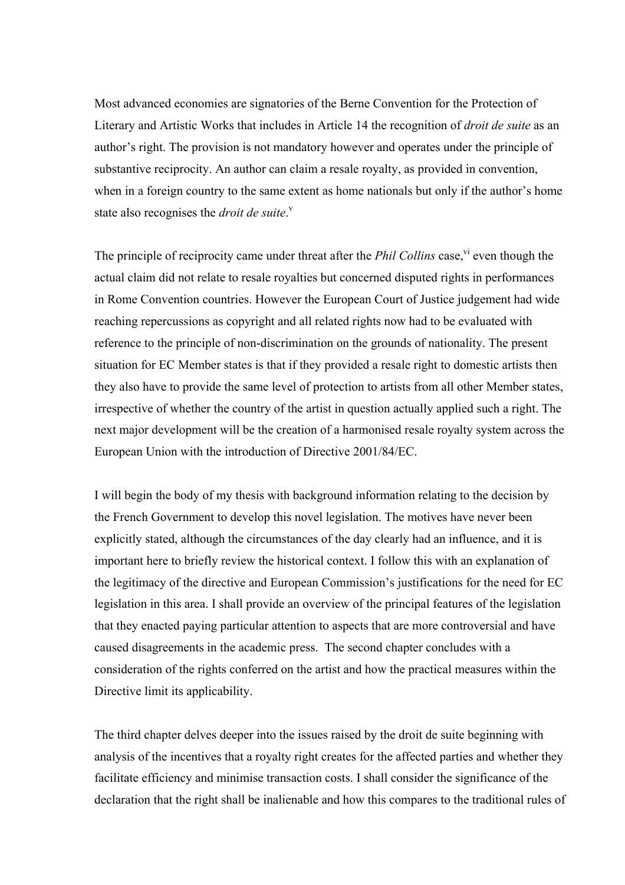Most advanced economies are signatories of the Berne Convention for the Protection of Literary and Artistic Works that includes in Article 14 the recognition of *droit de suite* as an author's right. The provision is not mandatory however and operates under the principle of substantive reciprocity. An author can claim a resale royalty, as provided in convention, when in a foreign country to the same extent as home nationals but only if the author's home state also recognises the *droit de suite*.[v]

The principle of reciprocity came under threat after the *Phil Collins* case,[vi] even though the actual claim did not relate to resale royalties but concerned disputed rights in performances in Rome Convention countries. However the European Court of Justice judgement had wide reaching repercussions as copyright and all related rights now had to be evaluated with reference to the principle of non-discrimination on the grounds of nationality. The present situation for EC Member states is that if they provided a resale right to domestic artists then they also have to provide the same level of protection to artists from all other Member states, irrespective of whether the country of the artist in question actually applied such a right. The next major development will be the creation of a harmonised resale royalty system across the European Union with the introduction of Directive 2001/84/EC.

I will begin the body of my thesis with background information relating to the decision by the French Government to develop this novel legislation. The motives have never been explicitly stated, although the circumstances of the day clearly had an influence, and it is important here to briefly review the historical context. I follow this with an explanation of the legitimacy of the directive and European Commission's justifications for the need for EC legislation in this area. I shall provide an overview of the principal features of the legislation that they enacted paying particular attention to aspects that are more controversial and have caused disagreements in the academic press. The second chapter concludes with a consideration of the rights conferred on the artist and how the practical measures within the Directive limit its applicability.

The third chapter delves deeper into the issues raised by the droit de suite beginning with analysis of the incentives that a royalty right creates for the affected parties and whether they facilitate efficiency and minimise transaction costs. I shall consider the significance of the declaration that the right shall be inalienable and how this compares to the traditional rules of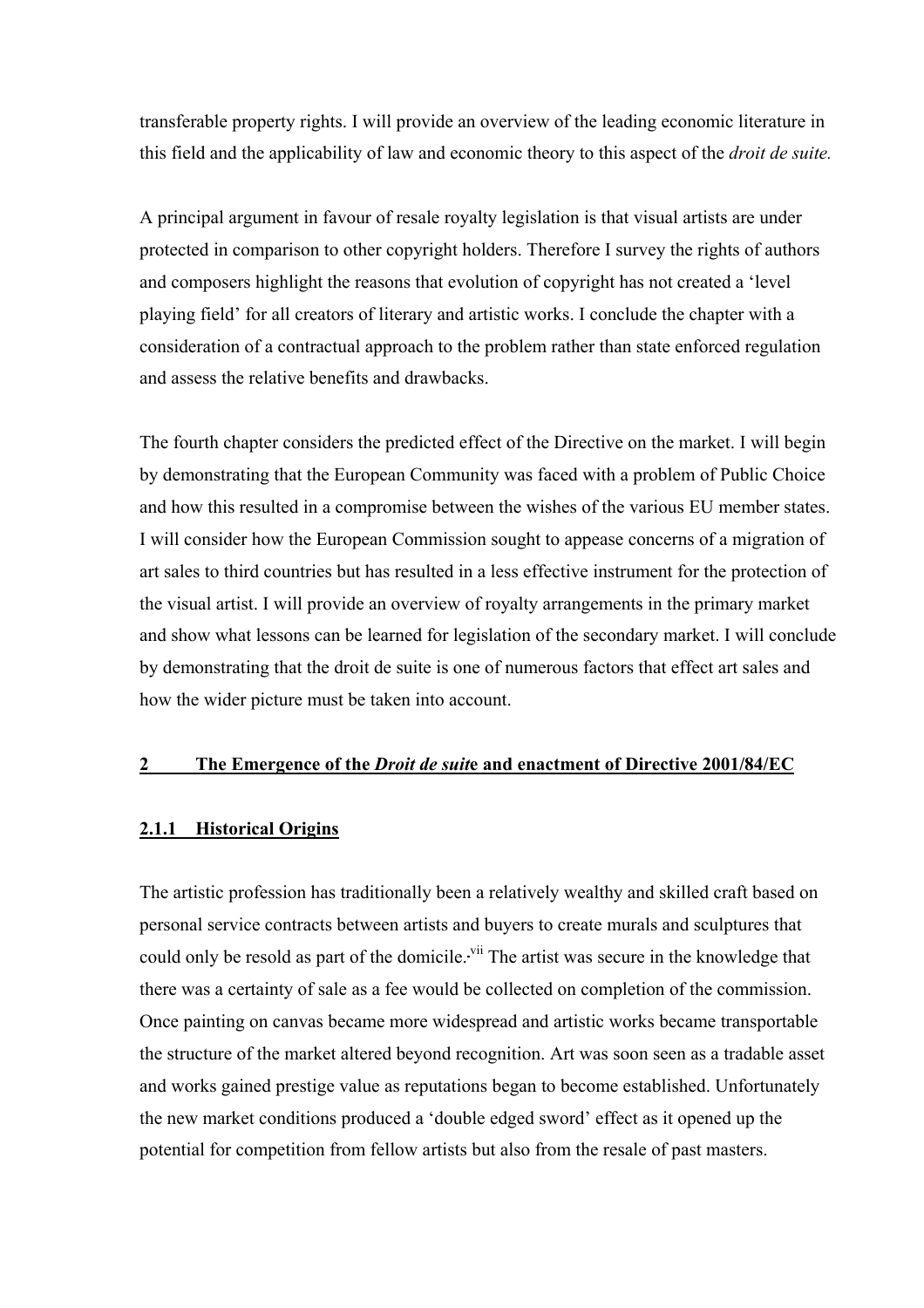transferable property rights. I will provide an overview of the leading economic literature in this field and the applicability of law and economic theory to this aspect of the *droit de suite.*

A principal argument in favour of resale royalty legislation is that visual artists are under protected in comparison to other copyright holders. Therefore I survey the rights of authors and composers highlight the reasons that evolution of copyright has not created a 'level playing field' for all creators of literary and artistic works. I conclude the chapter with a consideration of a contractual approach to the problem rather than state enforced regulation and assess the relative benefits and drawbacks.

The fourth chapter considers the predicted effect of the Directive on the market. I will begin by demonstrating that the European Community was faced with a problem of Public Choice and how this resulted in a compromise between the wishes of the various EU member states. I will consider how the European Commission sought to appease concerns of a migration of art sales to third countries but has resulted in a less effective instrument for the protection of the visual artist. I will provide an overview of royalty arrangements in the primary market and show what lessons can be learned for legislation of the secondary market. I will conclude by demonstrating that the droit de suite is one of numerous factors that effect art sales and how the wider picture must be taken into account.

## 2 The Emergence of the *Droit de suit*e and enactment of Directive 2001/84/EC

### 2.1.1 Historical Origins

The artistic profession has traditionally been a relatively wealthy and skilled craft based on personal service contracts between artists and buyers to create murals and sculptures that could only be resold as part of the domicile.[vii] The artist was secure in the knowledge that there was a certainty of sale as a fee would be collected on completion of the commission. Once painting on canvas became more widespread and artistic works became transportable the structure of the market altered beyond recognition. Art was soon seen as a tradable asset and works gained prestige value as reputations began to become established. Unfortunately the new market conditions produced a 'double edged sword' effect as it opened up the potential for competition from fellow artists but also from the resale of past masters.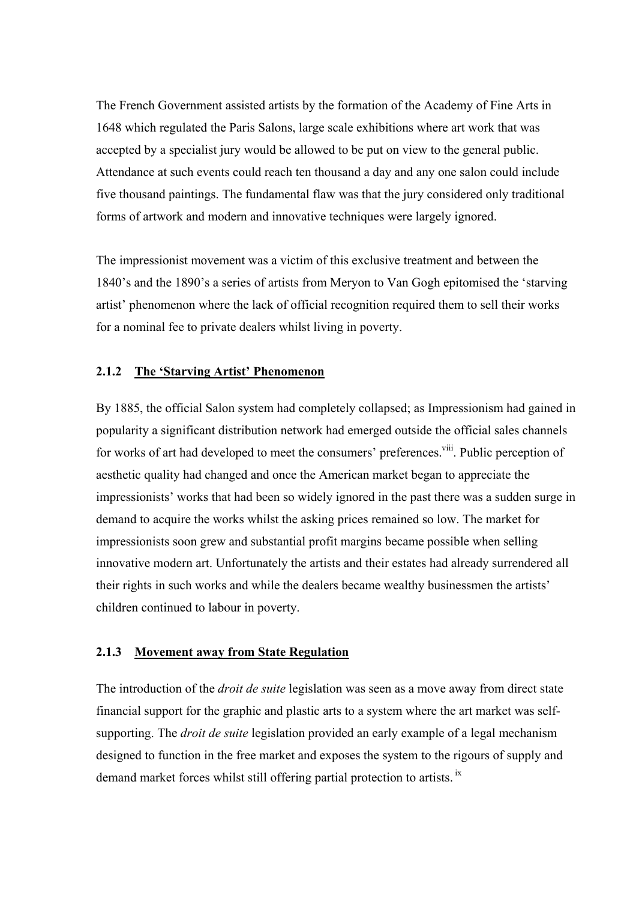The French Government assisted artists by the formation of the Academy of Fine Arts in 1648 which regulated the Paris Salons, large scale exhibitions where art work that was accepted by a specialist jury would be allowed to be put on view to the general public. Attendance at such events could reach ten thousand a day and any one salon could include five thousand paintings. The fundamental flaw was that the jury considered only traditional forms of artwork and modern and innovative techniques were largely ignored.

The impressionist movement was a victim of this exclusive treatment and between the 1840's and the 1890's a series of artists from Meryon to Van Gogh epitomised the 'starving artist' phenomenon where the lack of official recognition required them to sell their works for a nominal fee to private dealers whilst living in poverty.

### 2.1.2 <u>The 'Starving Artist' Phenomenon</u>

By 1885, the official Salon system had completely collapsed; as Impressionism had gained in popularity a significant distribution network had emerged outside the official sales channels for works of art had developed to meet the consumers' preferences.[viii]. Public perception of aesthetic quality had changed and once the American market began to appreciate the impressionists' works that had been so widely ignored in the past there was a sudden surge in demand to acquire the works whilst the asking prices remained so low. The market for impressionists soon grew and substantial profit margins became possible when selling innovative modern art. Unfortunately the artists and their estates had already surrendered all their rights in such works and while the dealers became wealthy businessmen the artists' children continued to labour in poverty.

### 2.1.3 <u>Movement away from State Regulation</u>

The introduction of the *droit de suite* legislation was seen as a move away from direct state financial support for the graphic and plastic arts to a system where the art market was self-supporting. The *droit de suite* legislation provided an early example of a legal mechanism designed to function in the free market and exposes the system to the rigours of supply and demand market forces whilst still offering partial protection to artists. [ix]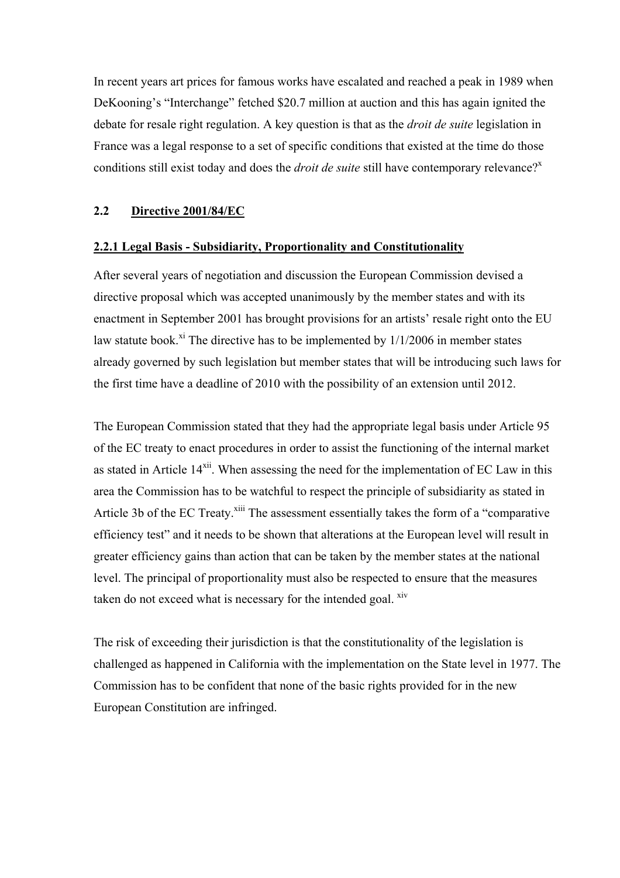In recent years art prices for famous works have escalated and reached a peak in 1989 when DeKooning's "Interchange" fetched $20.7 million at auction and this has again ignited the debate for resale right regulation. A key question is that as the *droit de suite* legislation in France was a legal response to a set of specific conditions that existed at the time do those conditions still exist today and does the *droit de suite* still have contemporary relevance?[x]

## 2.2 Directive 2001/84/EC

### 2.2.1 Legal Basis - Subsidiarity, Proportionality and Constitutionality

After several years of negotiation and discussion the European Commission devised a directive proposal which was accepted unanimously by the member states and with its enactment in September 2001 has brought provisions for an artists' resale right onto the EU law statute book.[xi] The directive has to be implemented by 1/1/2006 in member states already governed by such legislation but member states that will be introducing such laws for the first time have a deadline of 2010 with the possibility of an extension until 2012.

The European Commission stated that they had the appropriate legal basis under Article 95 of the EC treaty to enact procedures in order to assist the functioning of the internal market as stated in Article 14[xii]. When assessing the need for the implementation of EC Law in this area the Commission has to be watchful to respect the principle of subsidiarity as stated in Article 3b of the EC Treaty.[xiii] The assessment essentially takes the form of a "comparative efficiency test" and it needs to be shown that alterations at the European level will result in greater efficiency gains than action that can be taken by the member states at the national level. The principal of proportionality must also be respected to ensure that the measures taken do not exceed what is necessary for the intended goal. [xiv]

The risk of exceeding their jurisdiction is that the constitutionality of the legislation is challenged as happened in California with the implementation on the State level in 1977. The Commission has to be confident that none of the basic rights provided for in the new European Constitution are infringed.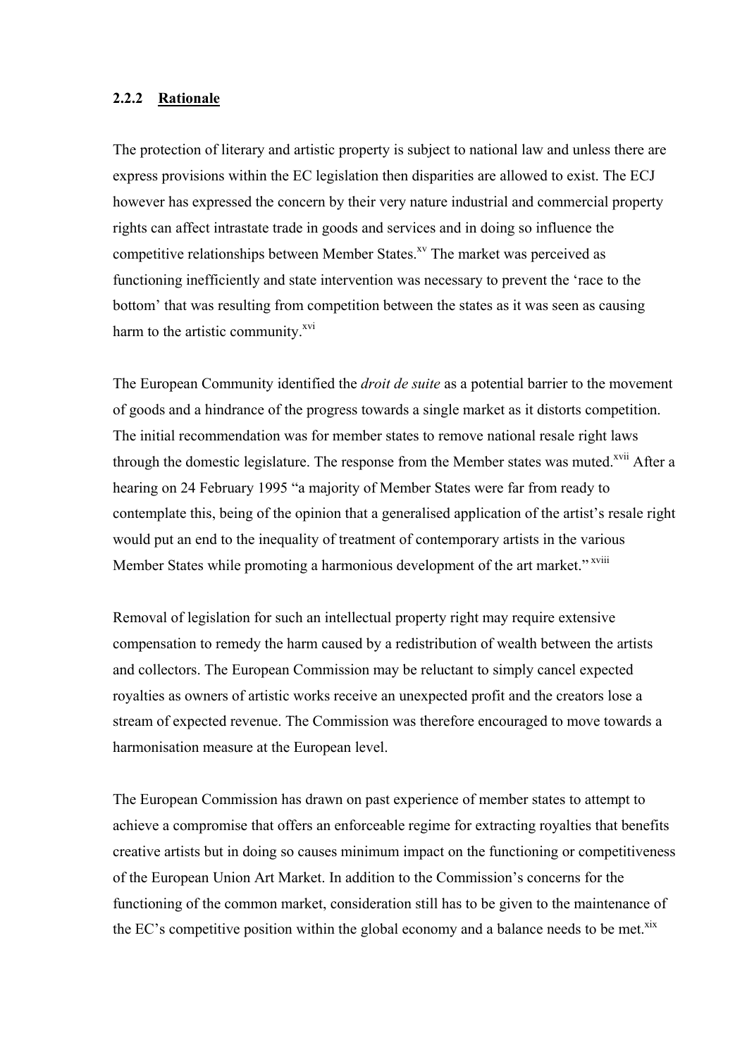### 2.2.2 Rationale

The protection of literary and artistic property is subject to national law and unless there are express provisions within the EC legislation then disparities are allowed to exist. The ECJ however has expressed the concern by their very nature industrial and commercial property rights can affect intrastate trade in goods and services and in doing so influence the competitive relationships between Member States.[xv] The market was perceived as functioning inefficiently and state intervention was necessary to prevent the 'race to the bottom' that was resulting from competition between the states as it was seen as causing harm to the artistic community.[xvi]

The European Community identified the *droit de suite* as a potential barrier to the movement of goods and a hindrance of the progress towards a single market as it distorts competition. The initial recommendation was for member states to remove national resale right laws through the domestic legislature. The response from the Member states was muted.[xvii] After a hearing on 24 February 1995 "a majority of Member States were far from ready to contemplate this, being of the opinion that a generalised application of the artist's resale right would put an end to the inequality of treatment of contemporary artists in the various Member States while promoting a harmonious development of the art market."[xviii]

Removal of legislation for such an intellectual property right may require extensive compensation to remedy the harm caused by a redistribution of wealth between the artists and collectors. The European Commission may be reluctant to simply cancel expected royalties as owners of artistic works receive an unexpected profit and the creators lose a stream of expected revenue. The Commission was therefore encouraged to move towards a harmonisation measure at the European level.

The European Commission has drawn on past experience of member states to attempt to achieve a compromise that offers an enforceable regime for extracting royalties that benefits creative artists but in doing so causes minimum impact on the functioning or competitiveness of the European Union Art Market. In addition to the Commission's concerns for the functioning of the common market, consideration still has to be given to the maintenance of the EC's competitive position within the global economy and a balance needs to be met.[xix]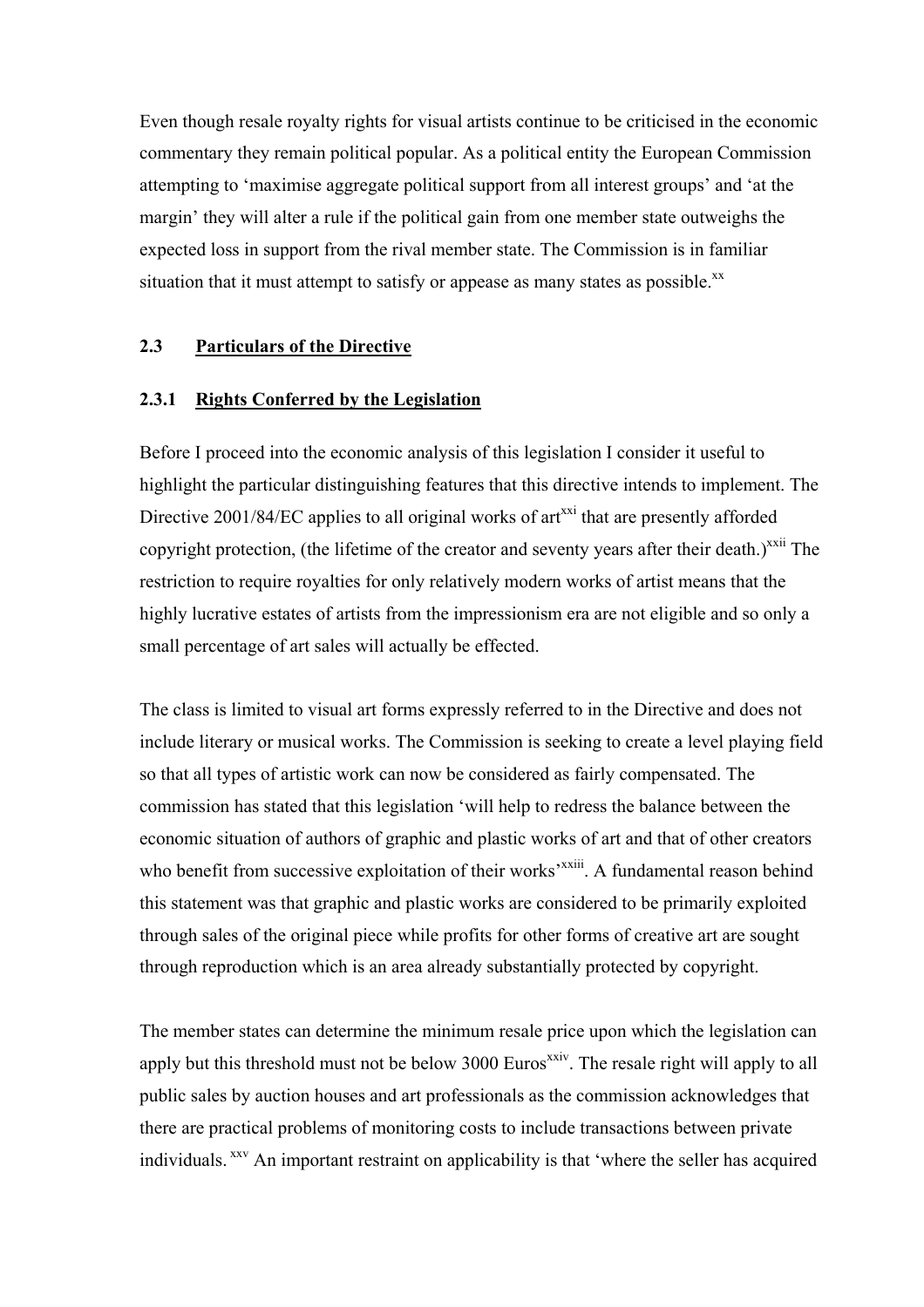Even though resale royalty rights for visual artists continue to be criticised in the economic commentary they remain political popular. As a political entity the European Commission attempting to 'maximise aggregate political support from all interest groups' and 'at the margin' they will alter a rule if the political gain from one member state outweighs the expected loss in support from the rival member state. The Commission is in familiar situation that it must attempt to satisfy or appease as many states as possible.[xx]

## 2.3 Particulars of the Directive

### 2.3.1 Rights Conferred by the Legislation

Before I proceed into the economic analysis of this legislation I consider it useful to highlight the particular distinguishing features that this directive intends to implement. The Directive 2001/84/EC applies to all original works of art[xxi] that are presently afforded copyright protection, (the lifetime of the creator and seventy years after their death.)[xxii] The restriction to require royalties for only relatively modern works of artist means that the highly lucrative estates of artists from the impressionism era are not eligible and so only a small percentage of art sales will actually be effected.

The class is limited to visual art forms expressly referred to in the Directive and does not include literary or musical works. The Commission is seeking to create a level playing field so that all types of artistic work can now be considered as fairly compensated. The commission has stated that this legislation 'will help to redress the balance between the economic situation of authors of graphic and plastic works of art and that of other creators who benefit from successive exploitation of their works'[xxiii]. A fundamental reason behind this statement was that graphic and plastic works are considered to be primarily exploited through sales of the original piece while profits for other forms of creative art are sought through reproduction which is an area already substantially protected by copyright.

The member states can determine the minimum resale price upon which the legislation can apply but this threshold must not be below 3000 Euros[xxiv]. The resale right will apply to all public sales by auction houses and art professionals as the commission acknowledges that there are practical problems of monitoring costs to include transactions between private individuals.[xxv] An important restraint on applicability is that 'where the seller has acquired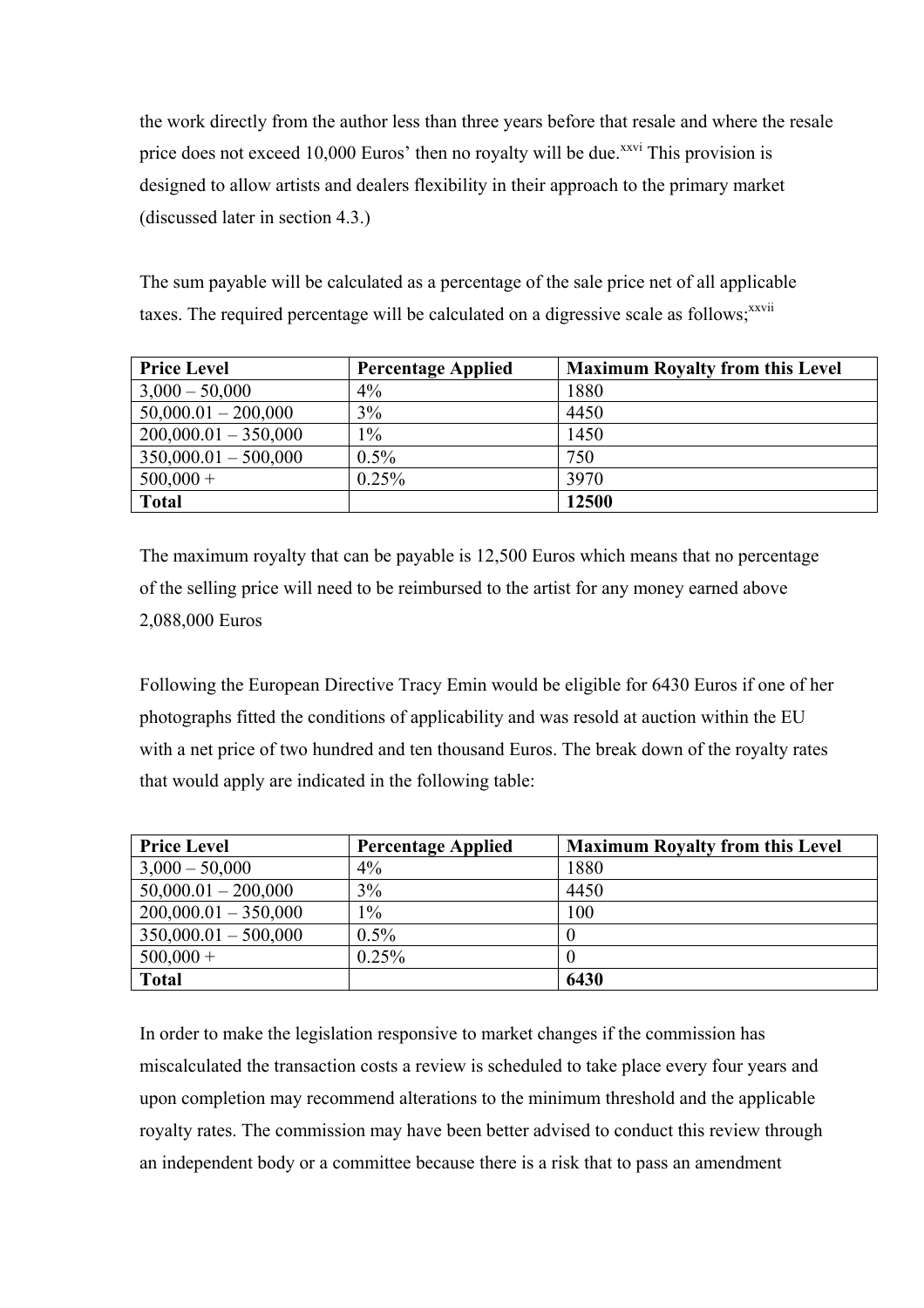the work directly from the author less than three years before that resale and where the resale price does not exceed 10,000 Euros' then no royalty will be due.[xxvi] This provision is designed to allow artists and dealers flexibility in their approach to the primary market (discussed later in section 4.3.)

The sum payable will be calculated as a percentage of the sale price net of all applicable taxes. The required percentage will be calculated on a digressive scale as follows;[xxvii]

| **Price Level** | **Percentage Applied** | **Maximum Royalty from this Level** |
|---|---|---|
| 3,000 – 50,000 | 4% | 1880 |
| 50,000.01 – 200,000 | 3% | 4450 |
| 200,000.01 – 350,000 | 1% | 1450 |
| 350,000.01 – 500,000 | 0.5% | 750 |
| 500,000 + | 0.25% | 3970 |
| **Total** | | **12500** |

The maximum royalty that can be payable is 12,500 Euros which means that no percentage of the selling price will need to be reimbursed to the artist for any money earned above 2,088,000 Euros

Following the European Directive Tracy Emin would be eligible for 6430 Euros if one of her photographs fitted the conditions of applicability and was resold at auction within the EU with a net price of two hundred and ten thousand Euros. The break down of the royalty rates that would apply are indicated in the following table:

| **Price Level** | **Percentage Applied** | **Maximum Royalty from this Level** |
|---|---|---|
| 3,000 – 50,000 | 4% | 1880 |
| 50,000.01 – 200,000 | 3% | 4450 |
| 200,000.01 – 350,000 | 1% | 100 |
| 350,000.01 – 500,000 | 0.5% | 0 |
| 500,000 + | 0.25% | 0 |
| **Total** | | **6430** |

In order to make the legislation responsive to market changes if the commission has miscalculated the transaction costs a review is scheduled to take place every four years and upon completion may recommend alterations to the minimum threshold and the applicable royalty rates. The commission may have been better advised to conduct this review through an independent body or a committee because there is a risk that to pass an amendment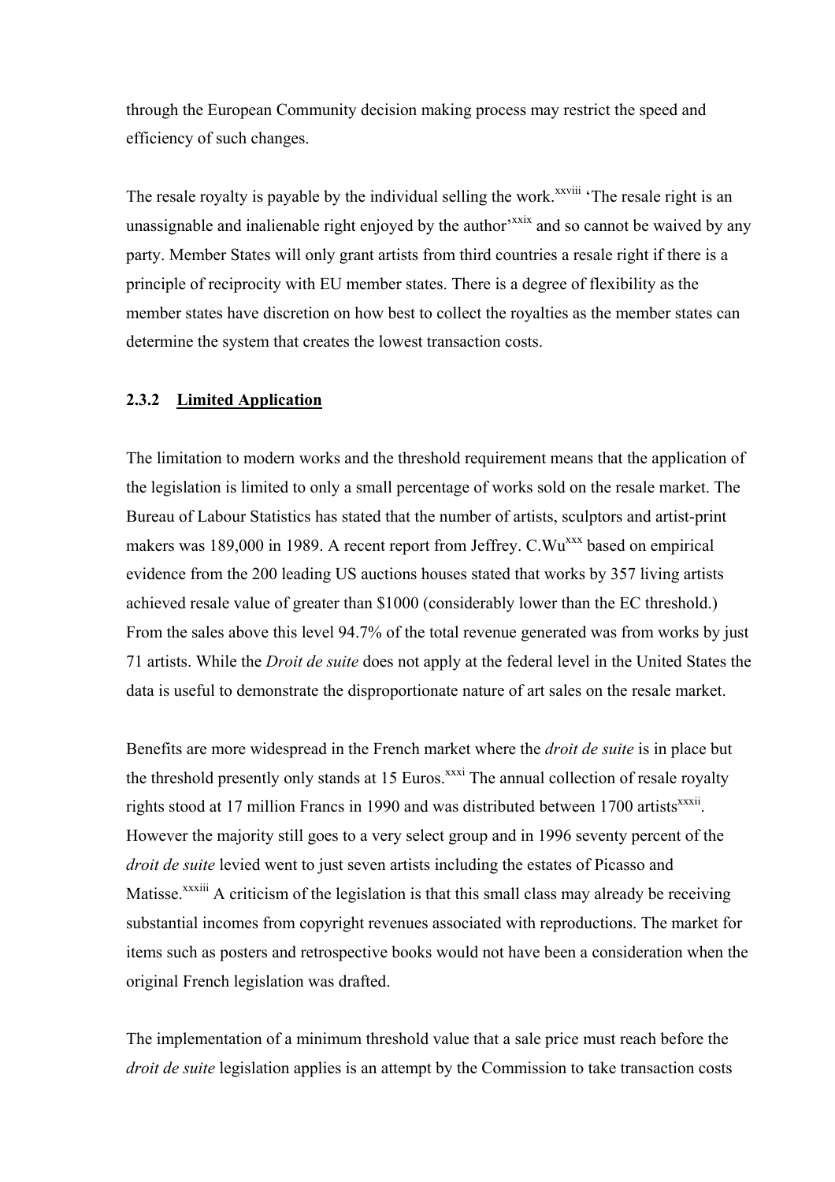through the European Community decision making process may restrict the speed and efficiency of such changes.

The resale royalty is payable by the individual selling the work.[xxviii] 'The resale right is an unassignable and inalienable right enjoyed by the author'[xxix] and so cannot be waived by any party. Member States will only grant artists from third countries a resale right if there is a principle of reciprocity with EU member states. There is a degree of flexibility as the member states have discretion on how best to collect the royalties as the member states can determine the system that creates the lowest transaction costs.

### 2.3.2 Limited Application

The limitation to modern works and the threshold requirement means that the application of the legislation is limited to only a small percentage of works sold on the resale market. The Bureau of Labour Statistics has stated that the number of artists, sculptors and artist-print makers was 189,000 in 1989. A recent report from Jeffrey. C.Wu[xxx] based on empirical evidence from the 200 leading US auctions houses stated that works by 357 living artists achieved resale value of greater than $1000 (considerably lower than the EC threshold.) From the sales above this level 94.7% of the total revenue generated was from works by just 71 artists. While the *Droit de suite* does not apply at the federal level in the United States the data is useful to demonstrate the disproportionate nature of art sales on the resale market.

Benefits are more widespread in the French market where the *droit de suite* is in place but the threshold presently only stands at 15 Euros.[xxxi] The annual collection of resale royalty rights stood at 17 million Francs in 1990 and was distributed between 1700 artists[xxxii]. However the majority still goes to a very select group and in 1996 seventy percent of the *droit de suite* levied went to just seven artists including the estates of Picasso and Matisse.[xxxiii] A criticism of the legislation is that this small class may already be receiving substantial incomes from copyright revenues associated with reproductions. The market for items such as posters and retrospective books would not have been a consideration when the original French legislation was drafted.

The implementation of a minimum threshold value that a sale price must reach before the *droit de suite* legislation applies is an attempt by the Commission to take transaction costs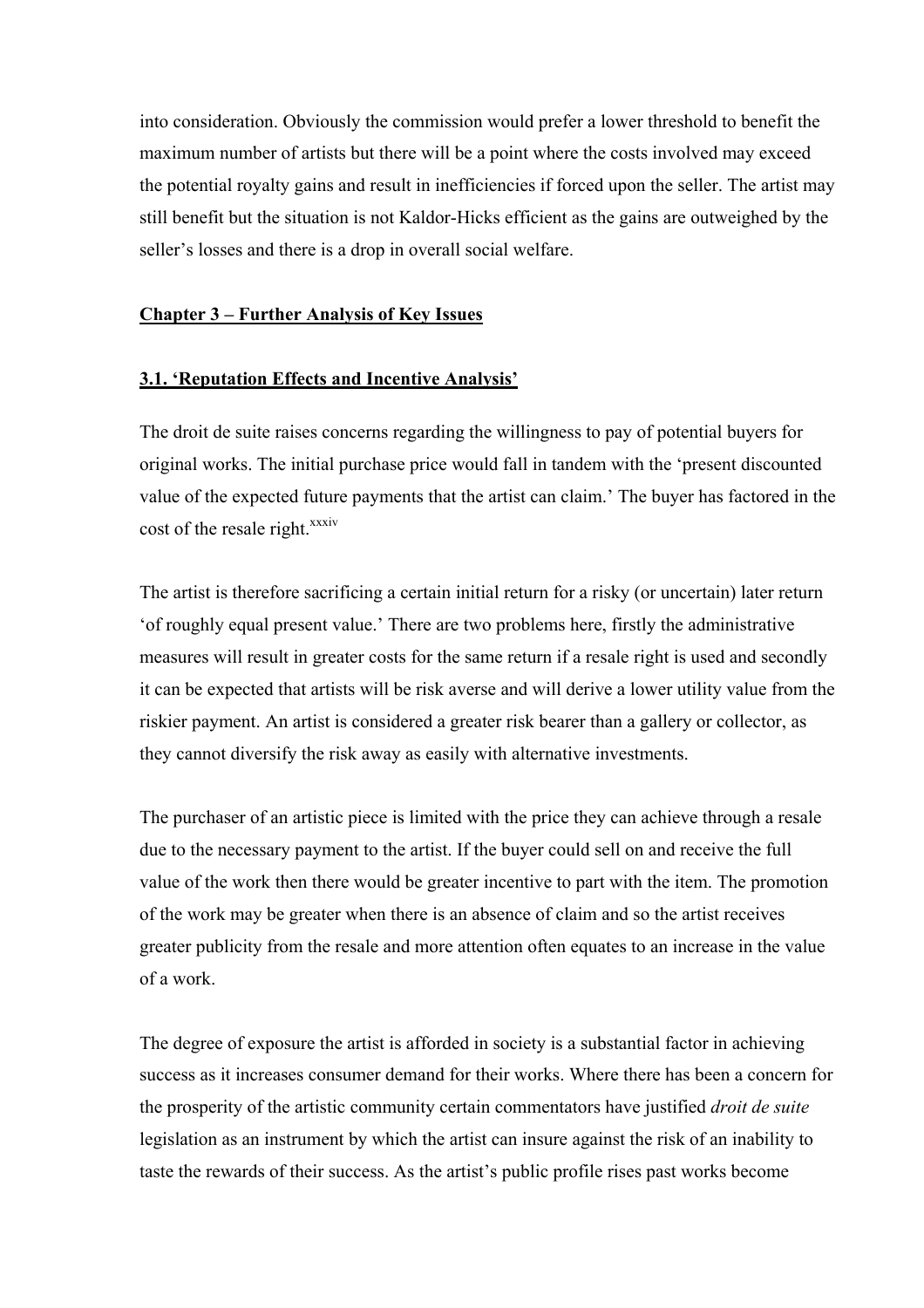into consideration. Obviously the commission would prefer a lower threshold to benefit the maximum number of artists but there will be a point where the costs involved may exceed the potential royalty gains and result in inefficiencies if forced upon the seller. The artist may still benefit but the situation is not Kaldor-Hicks efficient as the gains are outweighed by the seller's losses and there is a drop in overall social welfare.

## Chapter 3 – Further Analysis of Key Issues

### 3.1. 'Reputation Effects and Incentive Analysis'

The droit de suite raises concerns regarding the willingness to pay of potential buyers for original works. The initial purchase price would fall in tandem with the 'present discounted value of the expected future payments that the artist can claim.' The buyer has factored in the cost of the resale right.[xxxiv]

The artist is therefore sacrificing a certain initial return for a risky (or uncertain) later return 'of roughly equal present value.' There are two problems here, firstly the administrative measures will result in greater costs for the same return if a resale right is used and secondly it can be expected that artists will be risk averse and will derive a lower utility value from the riskier payment. An artist is considered a greater risk bearer than a gallery or collector, as they cannot diversify the risk away as easily with alternative investments.

The purchaser of an artistic piece is limited with the price they can achieve through a resale due to the necessary payment to the artist. If the buyer could sell on and receive the full value of the work then there would be greater incentive to part with the item. The promotion of the work may be greater when there is an absence of claim and so the artist receives greater publicity from the resale and more attention often equates to an increase in the value of a work.

The degree of exposure the artist is afforded in society is a substantial factor in achieving success as it increases consumer demand for their works. Where there has been a concern for the prosperity of the artistic community certain commentators have justified *droit de suite* legislation as an instrument by which the artist can insure against the risk of an inability to taste the rewards of their success. As the artist's public profile rises past works become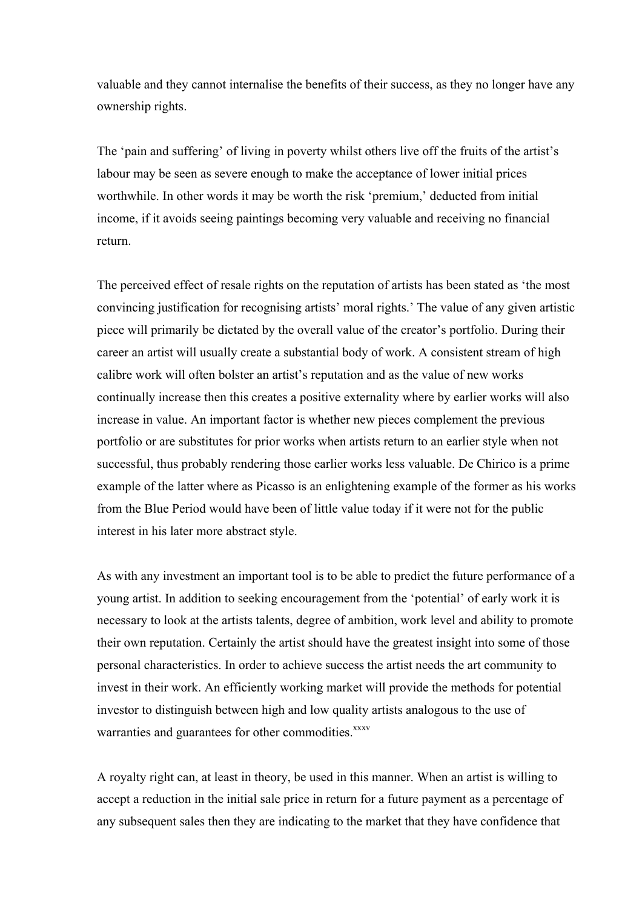valuable and they cannot internalise the benefits of their success, as they no longer have any ownership rights.

The 'pain and suffering' of living in poverty whilst others live off the fruits of the artist's labour may be seen as severe enough to make the acceptance of lower initial prices worthwhile. In other words it may be worth the risk 'premium,' deducted from initial income, if it avoids seeing paintings becoming very valuable and receiving no financial return.

The perceived effect of resale rights on the reputation of artists has been stated as 'the most convincing justification for recognising artists' moral rights.' The value of any given artistic piece will primarily be dictated by the overall value of the creator's portfolio. During their career an artist will usually create a substantial body of work. A consistent stream of high calibre work will often bolster an artist's reputation and as the value of new works continually increase then this creates a positive externality where by earlier works will also increase in value. An important factor is whether new pieces complement the previous portfolio or are substitutes for prior works when artists return to an earlier style when not successful, thus probably rendering those earlier works less valuable. De Chirico is a prime example of the latter where as Picasso is an enlightening example of the former as his works from the Blue Period would have been of little value today if it were not for the public interest in his later more abstract style.

As with any investment an important tool is to be able to predict the future performance of a young artist. In addition to seeking encouragement from the 'potential' of early work it is necessary to look at the artists talents, degree of ambition, work level and ability to promote their own reputation. Certainly the artist should have the greatest insight into some of those personal characteristics. In order to achieve success the artist needs the art community to invest in their work. An efficiently working market will provide the methods for potential investor to distinguish between high and low quality artists analogous to the use of warranties and guarantees for other commodities.[xxxv]

A royalty right can, at least in theory, be used in this manner. When an artist is willing to accept a reduction in the initial sale price in return for a future payment as a percentage of any subsequent sales then they are indicating to the market that they have confidence that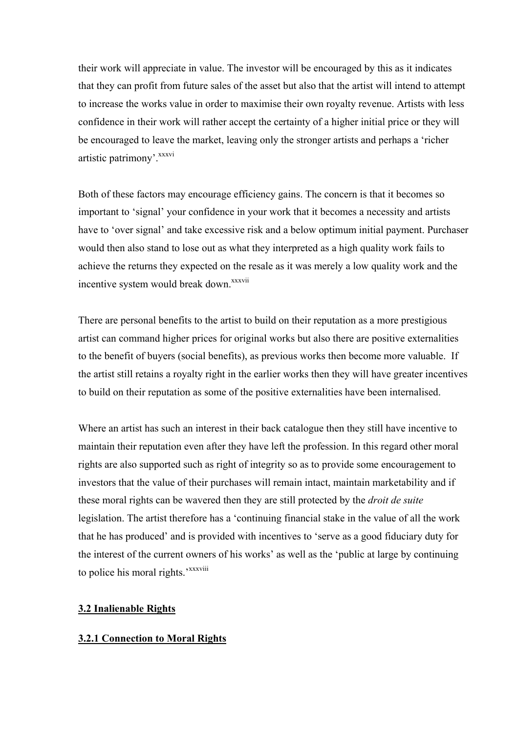their work will appreciate in value. The investor will be encouraged by this as it indicates that they can profit from future sales of the asset but also that the artist will intend to attempt to increase the works value in order to maximise their own royalty revenue. Artists with less confidence in their work will rather accept the certainty of a higher initial price or they will be encouraged to leave the market, leaving only the stronger artists and perhaps a 'richer artistic patrimony'.[xxxvi]

Both of these factors may encourage efficiency gains. The concern is that it becomes so important to 'signal' your confidence in your work that it becomes a necessity and artists have to 'over signal' and take excessive risk and a below optimum initial payment. Purchaser would then also stand to lose out as what they interpreted as a high quality work fails to achieve the returns they expected on the resale as it was merely a low quality work and the incentive system would break down.[xxxvii]

There are personal benefits to the artist to build on their reputation as a more prestigious artist can command higher prices for original works but also there are positive externalities to the benefit of buyers (social benefits), as previous works then become more valuable. If the artist still retains a royalty right in the earlier works then they will have greater incentives to build on their reputation as some of the positive externalities have been internalised.

Where an artist has such an interest in their back catalogue then they still have incentive to maintain their reputation even after they have left the profession. In this regard other moral rights are also supported such as right of integrity so as to provide some encouragement to investors that the value of their purchases will remain intact, maintain marketability and if these moral rights can be wavered then they are still protected by the *droit de suite* legislation. The artist therefore has a 'continuing financial stake in the value of all the work that he has produced' and is provided with incentives to 'serve as a good fiduciary duty for the interest of the current owners of his works' as well as the 'public at large by continuing to police his moral rights.'[xxxviii]

### 3.2 Inalienable Rights

#### 3.2.1 Connection to Moral Rights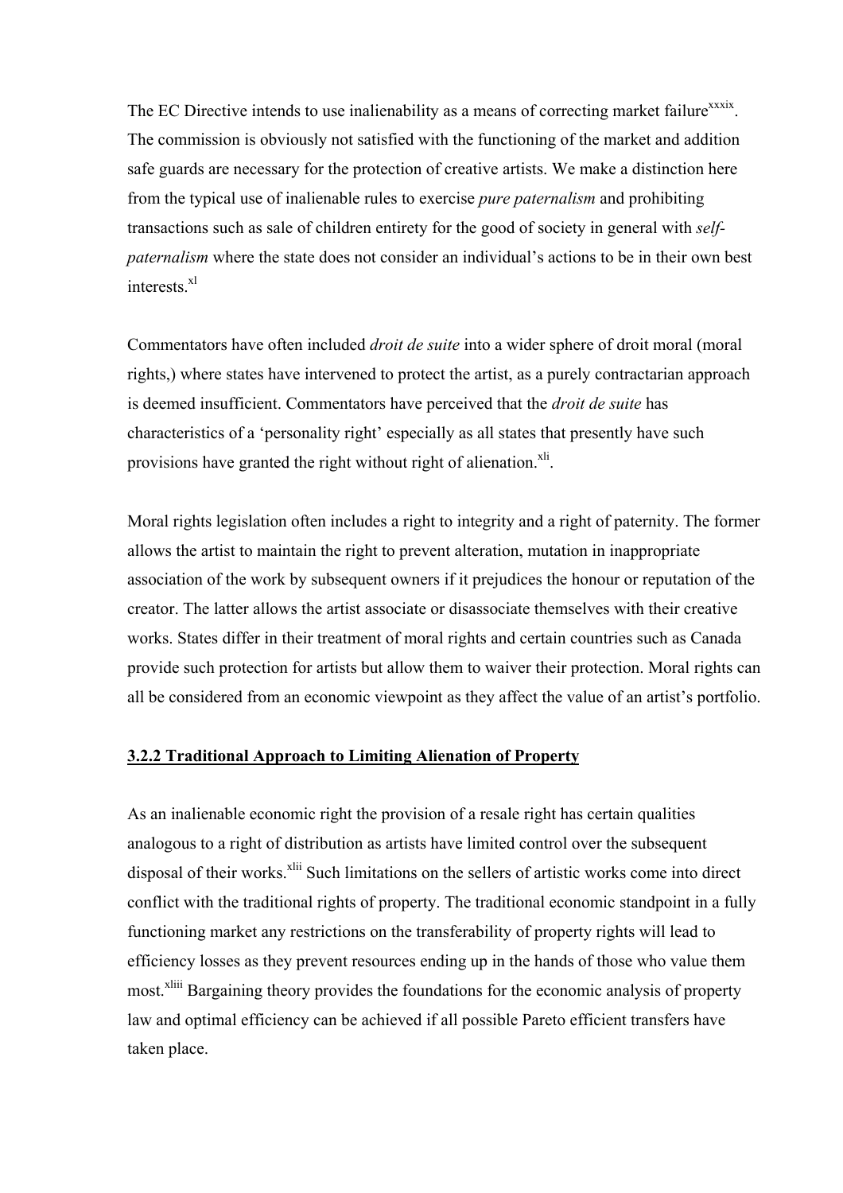The EC Directive intends to use inalienability as a means of correcting market failure[xxxix]. The commission is obviously not satisfied with the functioning of the market and addition safe guards are necessary for the protection of creative artists. We make a distinction here from the typical use of inalienable rules to exercise *pure paternalism* and prohibiting transactions such as sale of children entirety for the good of society in general with *self-paternalism* where the state does not consider an individual's actions to be in their own best interests.[xl]

Commentators have often included *droit de suite* into a wider sphere of droit moral (moral rights,) where states have intervened to protect the artist, as a purely contractarian approach is deemed insufficient. Commentators have perceived that the *droit de suite* has characteristics of a 'personality right' especially as all states that presently have such provisions have granted the right without right of alienation.[xli].

Moral rights legislation often includes a right to integrity and a right of paternity. The former allows the artist to maintain the right to prevent alteration, mutation in inappropriate association of the work by subsequent owners if it prejudices the honour or reputation of the creator. The latter allows the artist associate or disassociate themselves with their creative works. States differ in their treatment of moral rights and certain countries such as Canada provide such protection for artists but allow them to waiver their protection. Moral rights can all be considered from an economic viewpoint as they affect the value of an artist's portfolio.

### 3.2.2 Traditional Approach to Limiting Alienation of Property

As an inalienable economic right the provision of a resale right has certain qualities analogous to a right of distribution as artists have limited control over the subsequent disposal of their works.[xlii] Such limitations on the sellers of artistic works come into direct conflict with the traditional rights of property. The traditional economic standpoint in a fully functioning market any restrictions on the transferability of property rights will lead to efficiency losses as they prevent resources ending up in the hands of those who value them most.[xliii] Bargaining theory provides the foundations for the economic analysis of property law and optimal efficiency can be achieved if all possible Pareto efficient transfers have taken place.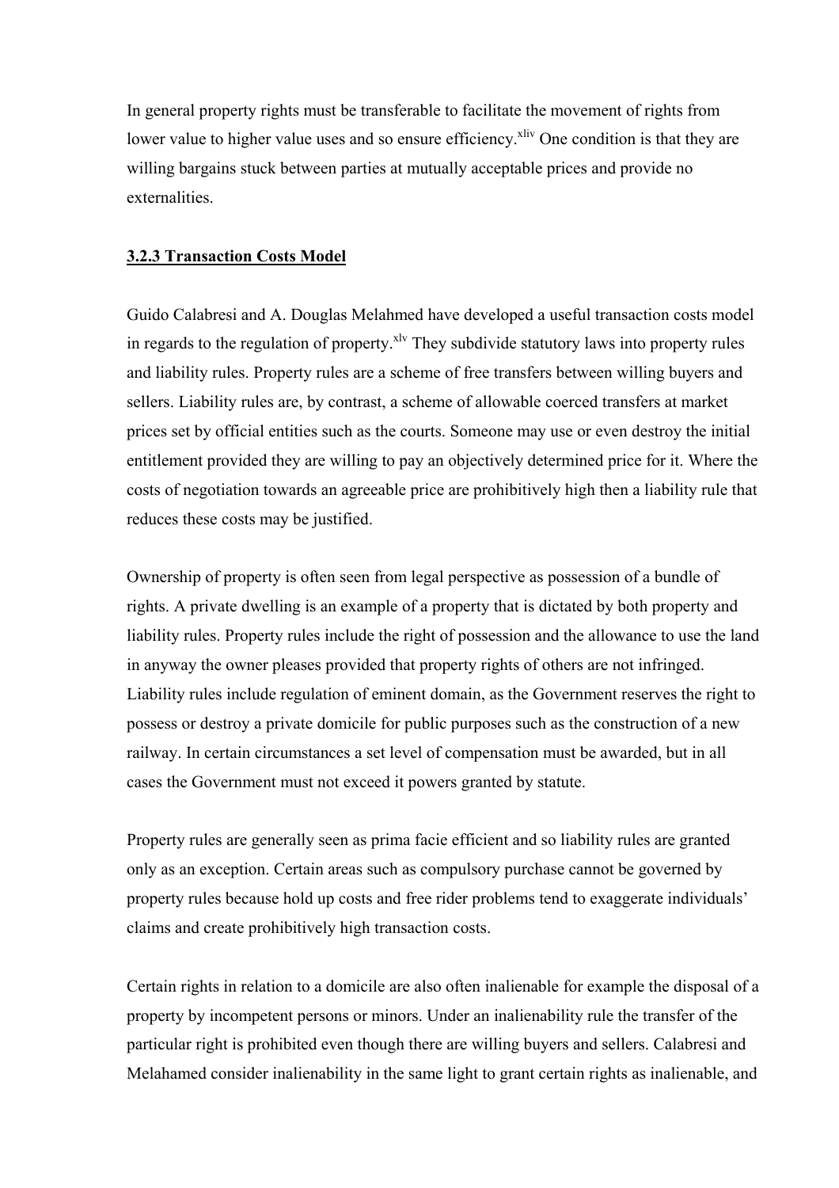In general property rights must be transferable to facilitate the movement of rights from lower value to higher value uses and so ensure efficiency.[xliv] One condition is that they are willing bargains stuck between parties at mutually acceptable prices and provide no externalities.

### 3.2.3 Transaction Costs Model

Guido Calabresi and A. Douglas Melahmed have developed a useful transaction costs model in regards to the regulation of property.[xlv] They subdivide statutory laws into property rules and liability rules. Property rules are a scheme of free transfers between willing buyers and sellers. Liability rules are, by contrast, a scheme of allowable coerced transfers at market prices set by official entities such as the courts. Someone may use or even destroy the initial entitlement provided they are willing to pay an objectively determined price for it. Where the costs of negotiation towards an agreeable price are prohibitively high then a liability rule that reduces these costs may be justified.

Ownership of property is often seen from legal perspective as possession of a bundle of rights. A private dwelling is an example of a property that is dictated by both property and liability rules. Property rules include the right of possession and the allowance to use the land in anyway the owner pleases provided that property rights of others are not infringed. Liability rules include regulation of eminent domain, as the Government reserves the right to possess or destroy a private domicile for public purposes such as the construction of a new railway. In certain circumstances a set level of compensation must be awarded, but in all cases the Government must not exceed it powers granted by statute.

Property rules are generally seen as prima facie efficient and so liability rules are granted only as an exception. Certain areas such as compulsory purchase cannot be governed by property rules because hold up costs and free rider problems tend to exaggerate individuals' claims and create prohibitively high transaction costs.

Certain rights in relation to a domicile are also often inalienable for example the disposal of a property by incompetent persons or minors. Under an inalienability rule the transfer of the particular right is prohibited even though there are willing buyers and sellers. Calabresi and Melahamed consider inalienability in the same light to grant certain rights as inalienable, and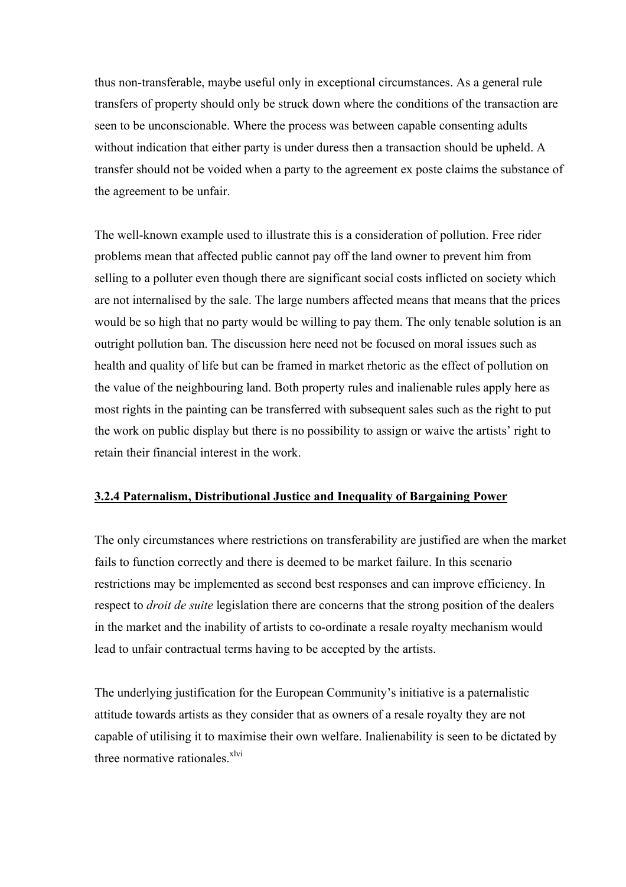thus non-transferable, maybe useful only in exceptional circumstances. As a general rule transfers of property should only be struck down where the conditions of the transaction are seen to be unconscionable. Where the process was between capable consenting adults without indication that either party is under duress then a transaction should be upheld. A transfer should not be voided when a party to the agreement ex poste claims the substance of the agreement to be unfair.

The well-known example used to illustrate this is a consideration of pollution. Free rider problems mean that affected public cannot pay off the land owner to prevent him from selling to a polluter even though there are significant social costs inflicted on society which are not internalised by the sale. The large numbers affected means that means that the prices would be so high that no party would be willing to pay them. The only tenable solution is an outright pollution ban. The discussion here need not be focused on moral issues such as health and quality of life but can be framed in market rhetoric as the effect of pollution on the value of the neighbouring land. Both property rules and inalienable rules apply here as most rights in the painting can be transferred with subsequent sales such as the right to put the work on public display but there is no possibility to assign or waive the artists' right to retain their financial interest in the work.

### 3.2.4 Paternalism, Distributional Justice and Inequality of Bargaining Power

The only circumstances where restrictions on transferability are justified are when the market fails to function correctly and there is deemed to be market failure. In this scenario restrictions may be implemented as second best responses and can improve efficiency. In respect to *droit de suite* legislation there are concerns that the strong position of the dealers in the market and the inability of artists to co-ordinate a resale royalty mechanism would lead to unfair contractual terms having to be accepted by the artists.

The underlying justification for the European Community's initiative is a paternalistic attitude towards artists as they consider that as owners of a resale royalty they are not capable of utilising it to maximise their own welfare. Inalienability is seen to be dictated by three normative rationales.[xlvi]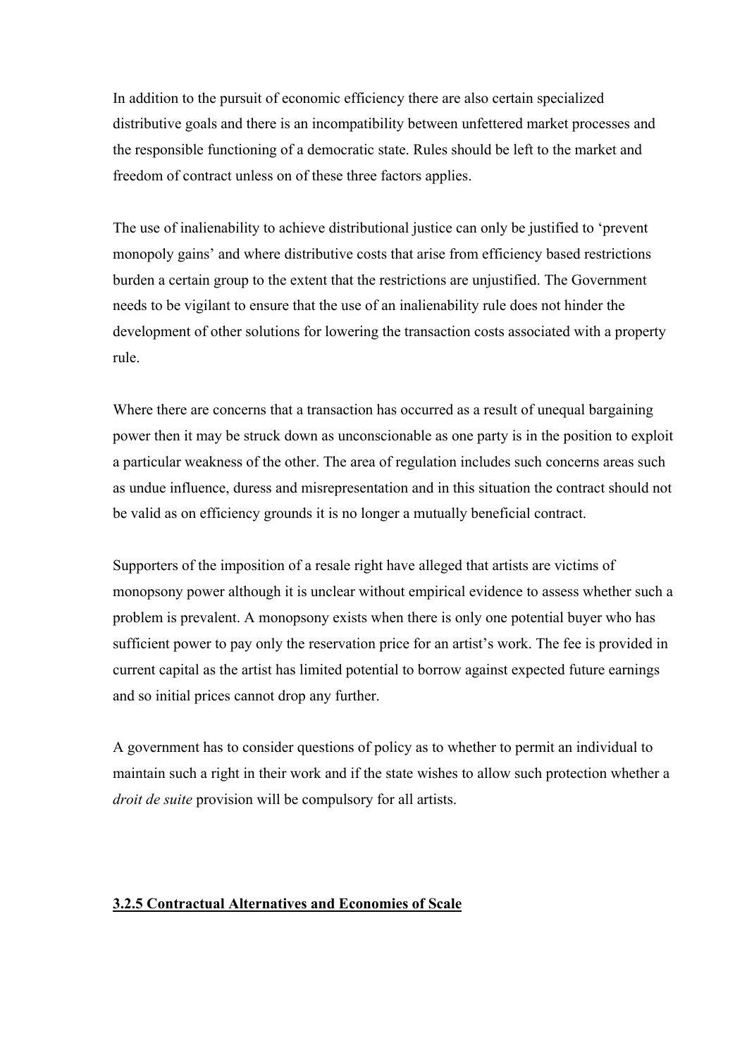In addition to the pursuit of economic efficiency there are also certain specialized distributive goals and there is an incompatibility between unfettered market processes and the responsible functioning of a democratic state. Rules should be left to the market and freedom of contract unless on of these three factors applies.

The use of inalienability to achieve distributional justice can only be justified to 'prevent monopoly gains' and where distributive costs that arise from efficiency based restrictions burden a certain group to the extent that the restrictions are unjustified. The Government needs to be vigilant to ensure that the use of an inalienability rule does not hinder the development of other solutions for lowering the transaction costs associated with a property rule.

Where there are concerns that a transaction has occurred as a result of unequal bargaining power then it may be struck down as unconscionable as one party is in the position to exploit a particular weakness of the other. The area of regulation includes such concerns areas such as undue influence, duress and misrepresentation and in this situation the contract should not be valid as on efficiency grounds it is no longer a mutually beneficial contract.

Supporters of the imposition of a resale right have alleged that artists are victims of monopsony power although it is unclear without empirical evidence to assess whether such a problem is prevalent. A monopsony exists when there is only one potential buyer who has sufficient power to pay only the reservation price for an artist's work. The fee is provided in current capital as the artist has limited potential to borrow against expected future earnings and so initial prices cannot drop any further.

A government has to consider questions of policy as to whether to permit an individual to maintain such a right in their work and if the state wishes to allow such protection whether a *droit de suite* provision will be compulsory for all artists.

### <u>3.2.5 Contractual Alternatives and Economies of Scale</u>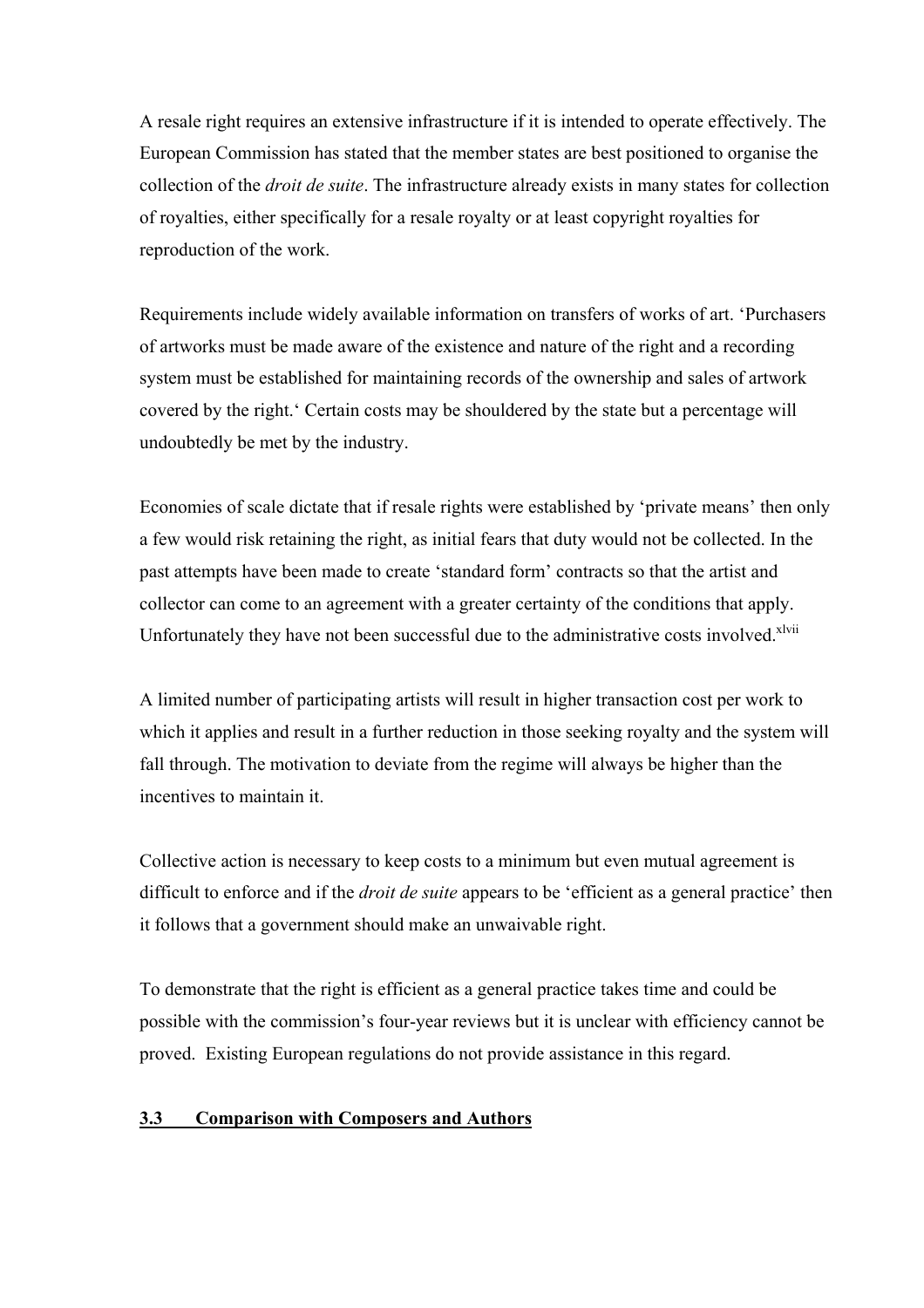A resale right requires an extensive infrastructure if it is intended to operate effectively. The European Commission has stated that the member states are best positioned to organise the collection of the *droit de suite*. The infrastructure already exists in many states for collection of royalties, either specifically for a resale royalty or at least copyright royalties for reproduction of the work.

Requirements include widely available information on transfers of works of art. 'Purchasers of artworks must be made aware of the existence and nature of the right and a recording system must be established for maintaining records of the ownership and sales of artwork covered by the right.' Certain costs may be shouldered by the state but a percentage will undoubtedly be met by the industry.

Economies of scale dictate that if resale rights were established by 'private means' then only a few would risk retaining the right, as initial fears that duty would not be collected. In the past attempts have been made to create 'standard form' contracts so that the artist and collector can come to an agreement with a greater certainty of the conditions that apply. Unfortunately they have not been successful due to the administrative costs involved.[xlvii]

A limited number of participating artists will result in higher transaction cost per work to which it applies and result in a further reduction in those seeking royalty and the system will fall through. The motivation to deviate from the regime will always be higher than the incentives to maintain it.

Collective action is necessary to keep costs to a minimum but even mutual agreement is difficult to enforce and if the *droit de suite* appears to be 'efficient as a general practice' then it follows that a government should make an unwaivable right.

To demonstrate that the right is efficient as a general practice takes time and could be possible with the commission's four-year reviews but it is unclear with efficiency cannot be proved. Existing European regulations do not provide assistance in this regard.

### 3.3 Comparison with Composers and Authors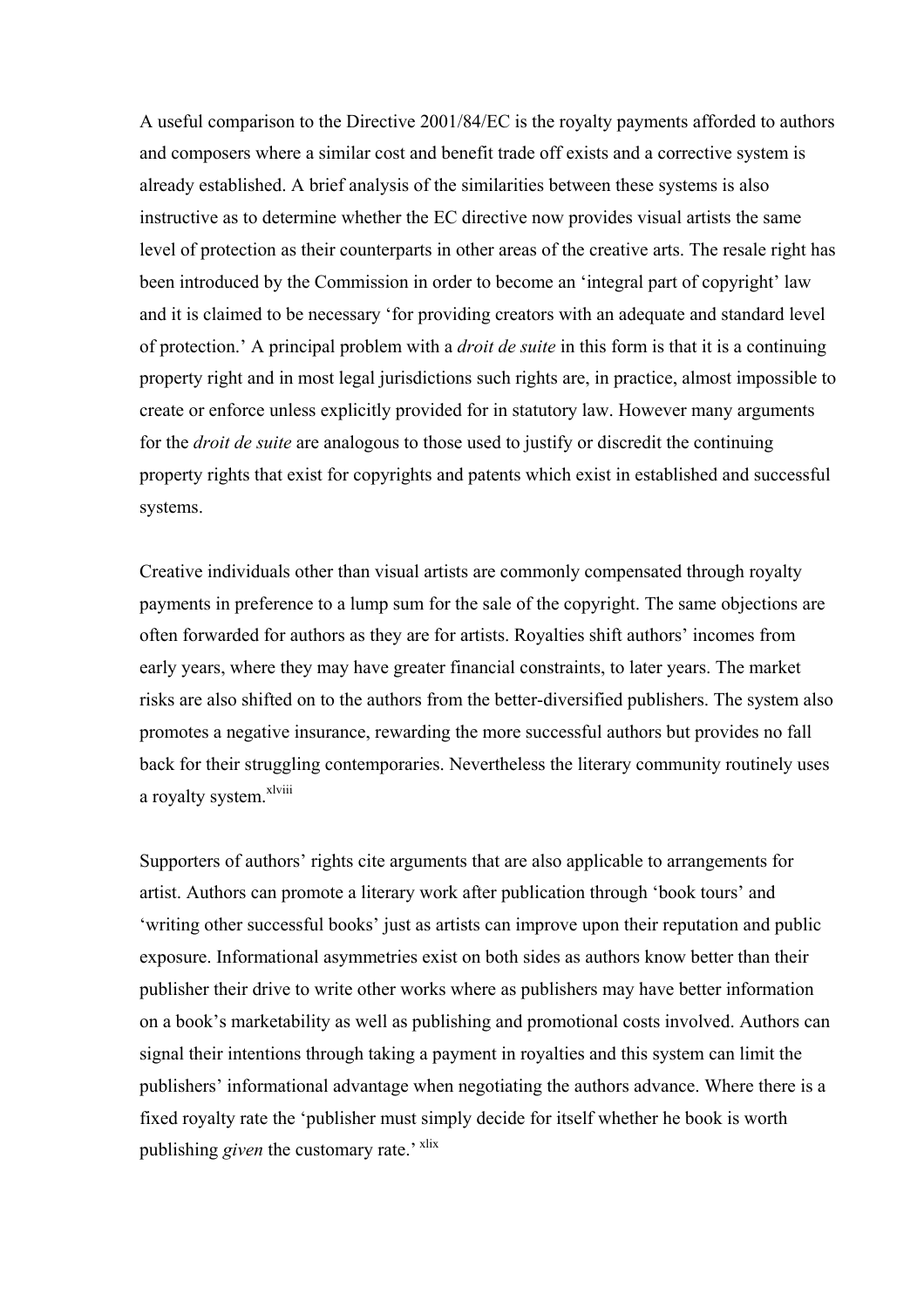A useful comparison to the Directive 2001/84/EC is the royalty payments afforded to authors and composers where a similar cost and benefit trade off exists and a corrective system is already established. A brief analysis of the similarities between these systems is also instructive as to determine whether the EC directive now provides visual artists the same level of protection as their counterparts in other areas of the creative arts. The resale right has been introduced by the Commission in order to become an 'integral part of copyright' law and it is claimed to be necessary 'for providing creators with an adequate and standard level of protection.' A principal problem with a *droit de suite* in this form is that it is a continuing property right and in most legal jurisdictions such rights are, in practice, almost impossible to create or enforce unless explicitly provided for in statutory law. However many arguments for the *droit de suite* are analogous to those used to justify or discredit the continuing property rights that exist for copyrights and patents which exist in established and successful systems.

Creative individuals other than visual artists are commonly compensated through royalty payments in preference to a lump sum for the sale of the copyright. The same objections are often forwarded for authors as they are for artists. Royalties shift authors' incomes from early years, where they may have greater financial constraints, to later years. The market risks are also shifted on to the authors from the better-diversified publishers. The system also promotes a negative insurance, rewarding the more successful authors but provides no fall back for their struggling contemporaries. Nevertheless the literary community routinely uses a royalty system.[xlviii]

Supporters of authors' rights cite arguments that are also applicable to arrangements for artist. Authors can promote a literary work after publication through 'book tours' and 'writing other successful books' just as artists can improve upon their reputation and public exposure. Informational asymmetries exist on both sides as authors know better than their publisher their drive to write other works where as publishers may have better information on a book's marketability as well as publishing and promotional costs involved. Authors can signal their intentions through taking a payment in royalties and this system can limit the publishers' informational advantage when negotiating the authors advance. Where there is a fixed royalty rate the 'publisher must simply decide for itself whether he book is worth publishing *given* the customary rate.'[xlix]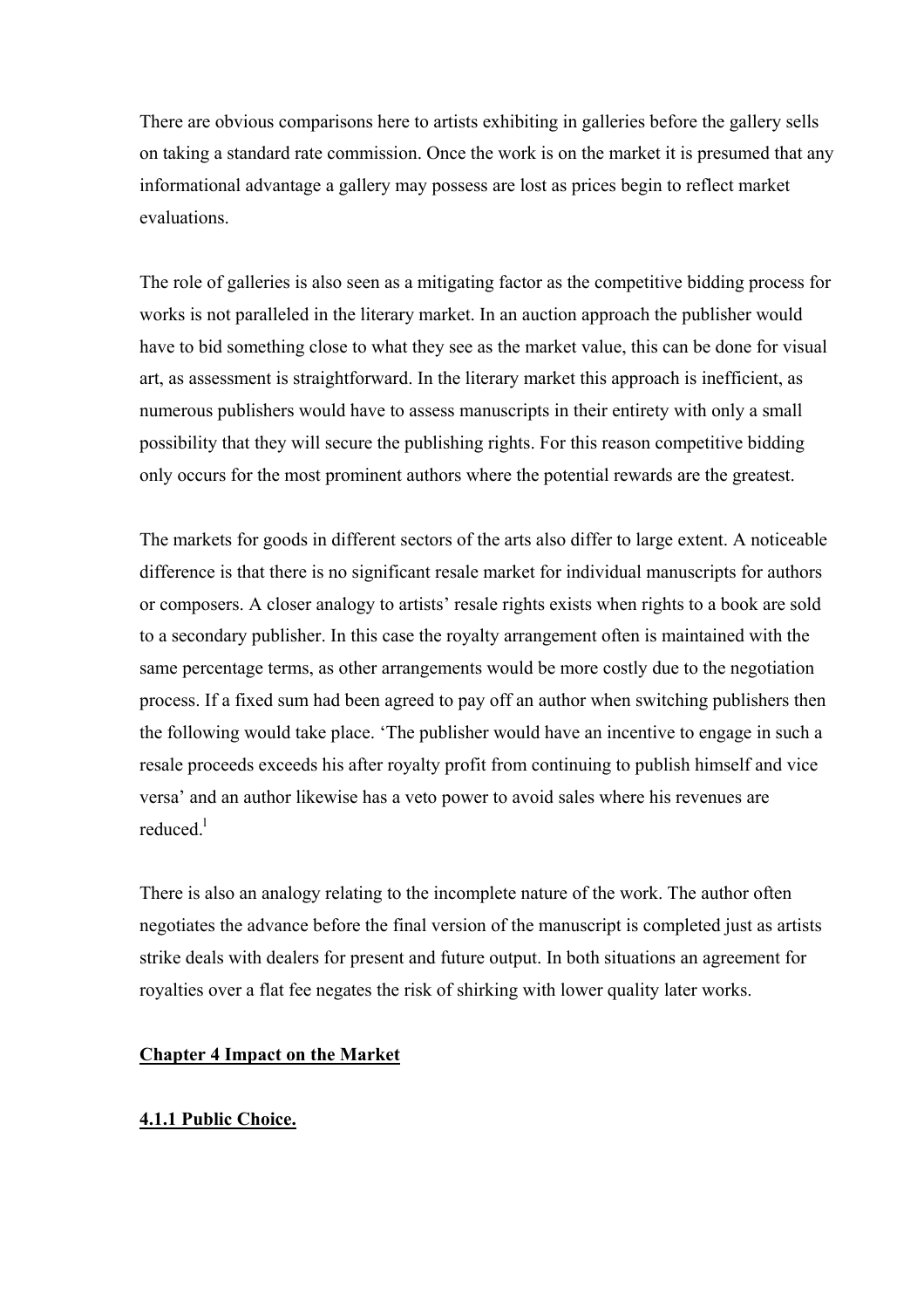There are obvious comparisons here to artists exhibiting in galleries before the gallery sells on taking a standard rate commission. Once the work is on the market it is presumed that any informational advantage a gallery may possess are lost as prices begin to reflect market evaluations.

The role of galleries is also seen as a mitigating factor as the competitive bidding process for works is not paralleled in the literary market. In an auction approach the publisher would have to bid something close to what they see as the market value, this can be done for visual art, as assessment is straightforward. In the literary market this approach is inefficient, as numerous publishers would have to assess manuscripts in their entirety with only a small possibility that they will secure the publishing rights. For this reason competitive bidding only occurs for the most prominent authors where the potential rewards are the greatest.

The markets for goods in different sectors of the arts also differ to large extent. A noticeable difference is that there is no significant resale market for individual manuscripts for authors or composers. A closer analogy to artists' resale rights exists when rights to a book are sold to a secondary publisher. In this case the royalty arrangement often is maintained with the same percentage terms, as other arrangements would be more costly due to the negotiation process. If a fixed sum had been agreed to pay off an author when switching publishers then the following would take place. 'The publisher would have an incentive to engage in such a resale proceeds exceeds his after royalty profit from continuing to publish himself and vice versa' and an author likewise has a veto power to avoid sales where his revenues are reduced.[1]

There is also an analogy relating to the incomplete nature of the work. The author often negotiates the advance before the final version of the manuscript is completed just as artists strike deals with dealers for present and future output. In both situations an agreement for royalties over a flat fee negates the risk of shirking with lower quality later works.

## Chapter 4 Impact on the Market

### 4.1.1 Public Choice.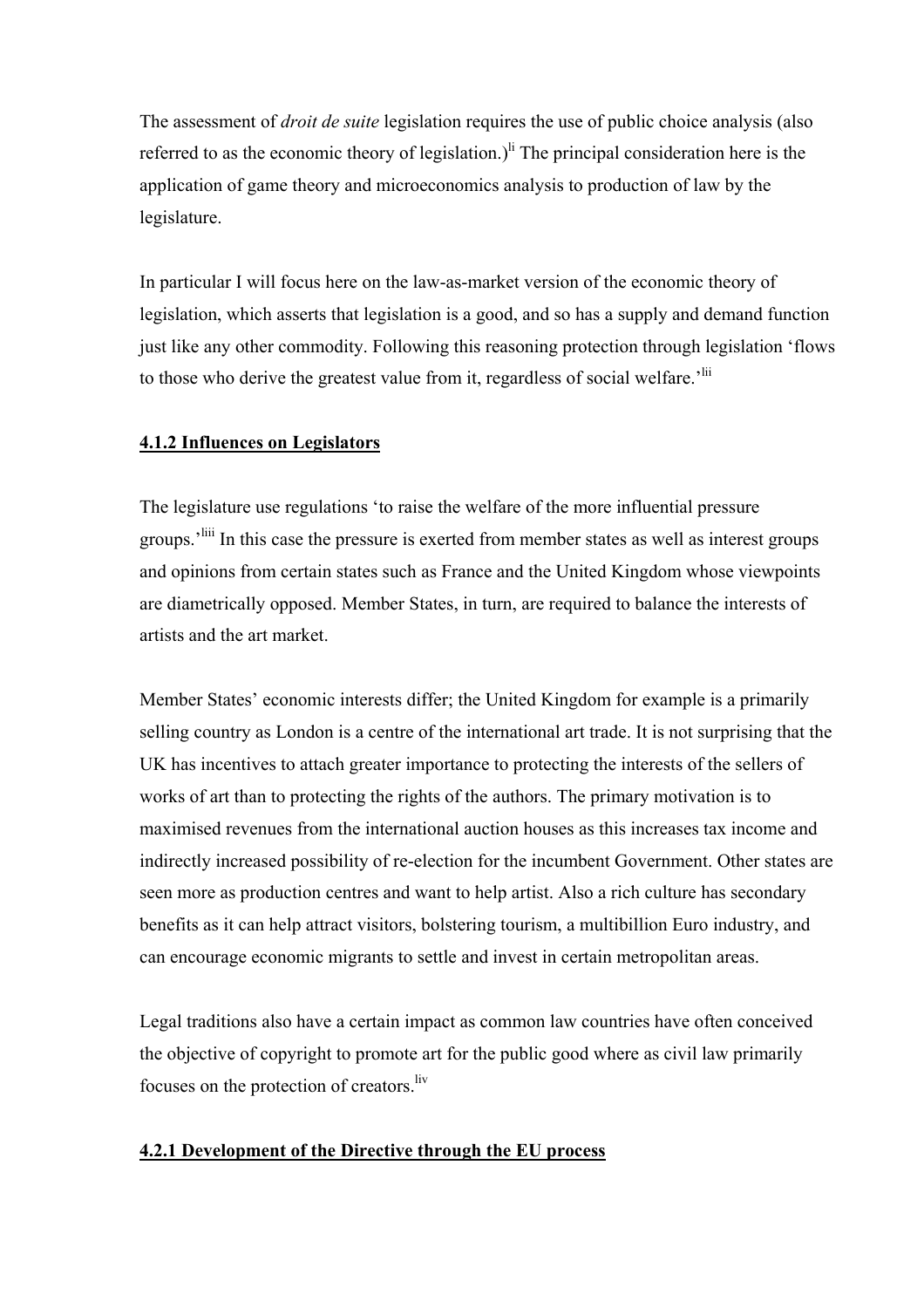The assessment of *droit de suite* legislation requires the use of public choice analysis (also referred to as the economic theory of legislation.)[li] The principal consideration here is the application of game theory and microeconomics analysis to production of law by the legislature.

In particular I will focus here on the law-as-market version of the economic theory of legislation, which asserts that legislation is a good, and so has a supply and demand function just like any other commodity. Following this reasoning protection through legislation 'flows to those who derive the greatest value from it, regardless of social welfare.'[lii]

#### **4.1.2 Influences on Legislators**

The legislature use regulations 'to raise the welfare of the more influential pressure groups.'[liii] In this case the pressure is exerted from member states as well as interest groups and opinions from certain states such as France and the United Kingdom whose viewpoints are diametrically opposed. Member States, in turn, are required to balance the interests of artists and the art market.

Member States' economic interests differ; the United Kingdom for example is a primarily selling country as London is a centre of the international art trade. It is not surprising that the UK has incentives to attach greater importance to protecting the interests of the sellers of works of art than to protecting the rights of the authors. The primary motivation is to maximised revenues from the international auction houses as this increases tax income and indirectly increased possibility of re-election for the incumbent Government. Other states are seen more as production centres and want to help artist. Also a rich culture has secondary benefits as it can help attract visitors, bolstering tourism, a multibillion Euro industry, and can encourage economic migrants to settle and invest in certain metropolitan areas.

Legal traditions also have a certain impact as common law countries have often conceived the objective of copyright to promote art for the public good where as civil law primarily focuses on the protection of creators.[liv]

#### **4.2.1 Development of the Directive through the EU process**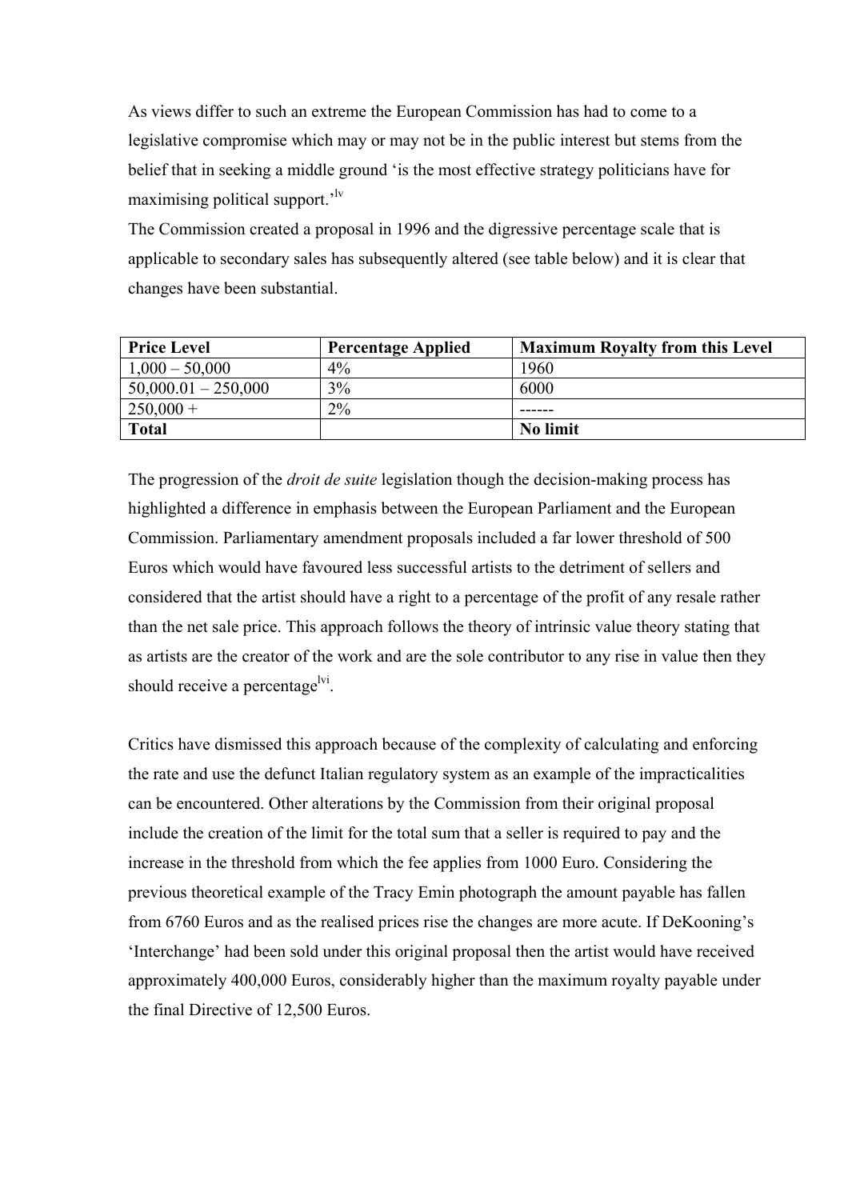As views differ to such an extreme the European Commission has had to come to a legislative compromise which may or may not be in the public interest but stems from the belief that in seeking a middle ground 'is the most effective strategy politicians have for maximising political support.'[lv]

The Commission created a proposal in 1996 and the digressive percentage scale that is applicable to secondary sales has subsequently altered (see table below) and it is clear that changes have been substantial.

| Price Level | Percentage Applied | Maximum Royalty from this Level |
|---|---|---|
| 1,000 – 50,000 | 4% | 1960 |
| 50,000.01 – 250,000 | 3% | 6000 |
| 250,000 + | 2% | ------ |
| **Total** | | **No limit** |

The progression of the *droit de suite* legislation though the decision-making process has highlighted a difference in emphasis between the European Parliament and the European Commission. Parliamentary amendment proposals included a far lower threshold of 500 Euros which would have favoured less successful artists to the detriment of sellers and considered that the artist should have a right to a percentage of the profit of any resale rather than the net sale price. This approach follows the theory of intrinsic value theory stating that as artists are the creator of the work and are the sole contributor to any rise in value then they should receive a percentage[lvi].

Critics have dismissed this approach because of the complexity of calculating and enforcing the rate and use the defunct Italian regulatory system as an example of the impracticalities can be encountered. Other alterations by the Commission from their original proposal include the creation of the limit for the total sum that a seller is required to pay and the increase in the threshold from which the fee applies from 1000 Euro. Considering the previous theoretical example of the Tracy Emin photograph the amount payable has fallen from 6760 Euros and as the realised prices rise the changes are more acute. If DeKooning's 'Interchange' had been sold under this original proposal then the artist would have received approximately 400,000 Euros, considerably higher than the maximum royalty payable under the final Directive of 12,500 Euros.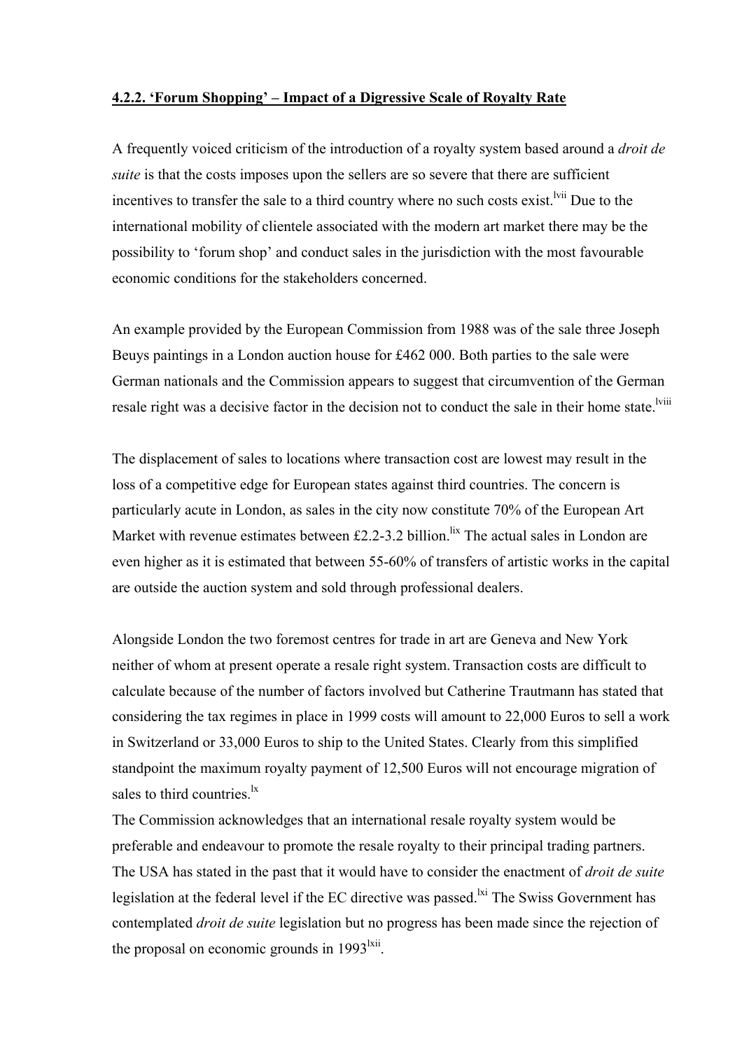**4.2.2. 'Forum Shopping' – Impact of a Digressive Scale of Royalty Rate**

A frequently voiced criticism of the introduction of a royalty system based around a *droit de suite* is that the costs imposes upon the sellers are so severe that there are sufficient incentives to transfer the sale to a third country where no such costs exist.[lvii] Due to the international mobility of clientele associated with the modern art market there may be the possibility to 'forum shop' and conduct sales in the jurisdiction with the most favourable economic conditions for the stakeholders concerned.

An example provided by the European Commission from 1988 was of the sale three Joseph Beuys paintings in a London auction house for £462 000. Both parties to the sale were German nationals and the Commission appears to suggest that circumvention of the German resale right was a decisive factor in the decision not to conduct the sale in their home state.[lviii]

The displacement of sales to locations where transaction cost are lowest may result in the loss of a competitive edge for European states against third countries. The concern is particularly acute in London, as sales in the city now constitute 70% of the European Art Market with revenue estimates between £2.2-3.2 billion.[lix] The actual sales in London are even higher as it is estimated that between 55-60% of transfers of artistic works in the capital are outside the auction system and sold through professional dealers.

Alongside London the two foremost centres for trade in art are Geneva and New York neither of whom at present operate a resale right system. Transaction costs are difficult to calculate because of the number of factors involved but Catherine Trautmann has stated that considering the tax regimes in place in 1999 costs will amount to 22,000 Euros to sell a work in Switzerland or 33,000 Euros to ship to the United States. Clearly from this simplified standpoint the maximum royalty payment of 12,500 Euros will not encourage migration of sales to third countries.[lx]

The Commission acknowledges that an international resale royalty system would be preferable and endeavour to promote the resale royalty to their principal trading partners. The USA has stated in the past that it would have to consider the enactment of *droit de suite* legislation at the federal level if the EC directive was passed.[lxi] The Swiss Government has contemplated *droit de suite* legislation but no progress has been made since the rejection of the proposal on economic grounds in 1993[lxii].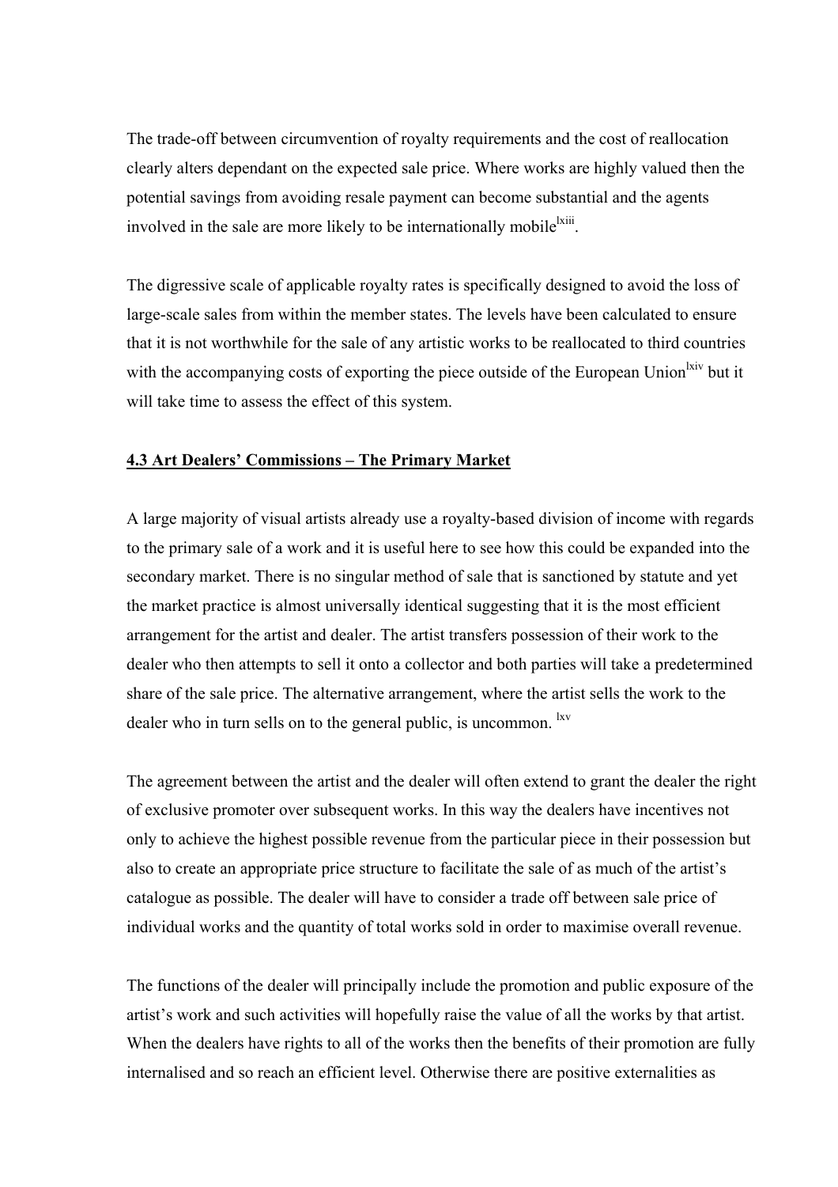The trade-off between circumvention of royalty requirements and the cost of reallocation clearly alters dependant on the expected sale price. Where works are highly valued then the potential savings from avoiding resale payment can become substantial and the agents involved in the sale are more likely to be internationally mobile[lxiii].

The digressive scale of applicable royalty rates is specifically designed to avoid the loss of large-scale sales from within the member states. The levels have been calculated to ensure that it is not worthwhile for the sale of any artistic works to be reallocated to third countries with the accompanying costs of exporting the piece outside of the European Union[lxiv] but it will take time to assess the effect of this system.

## 4.3 Art Dealers' Commissions – The Primary Market

A large majority of visual artists already use a royalty-based division of income with regards to the primary sale of a work and it is useful here to see how this could be expanded into the secondary market. There is no singular method of sale that is sanctioned by statute and yet the market practice is almost universally identical suggesting that it is the most efficient arrangement for the artist and dealer. The artist transfers possession of their work to the dealer who then attempts to sell it onto a collector and both parties will take a predetermined share of the sale price. The alternative arrangement, where the artist sells the work to the dealer who in turn sells on to the general public, is uncommon. [lxv]

The agreement between the artist and the dealer will often extend to grant the dealer the right of exclusive promoter over subsequent works. In this way the dealers have incentives not only to achieve the highest possible revenue from the particular piece in their possession but also to create an appropriate price structure to facilitate the sale of as much of the artist's catalogue as possible. The dealer will have to consider a trade off between sale price of individual works and the quantity of total works sold in order to maximise overall revenue.

The functions of the dealer will principally include the promotion and public exposure of the artist's work and such activities will hopefully raise the value of all the works by that artist. When the dealers have rights to all of the works then the benefits of their promotion are fully internalised and so reach an efficient level. Otherwise there are positive externalities as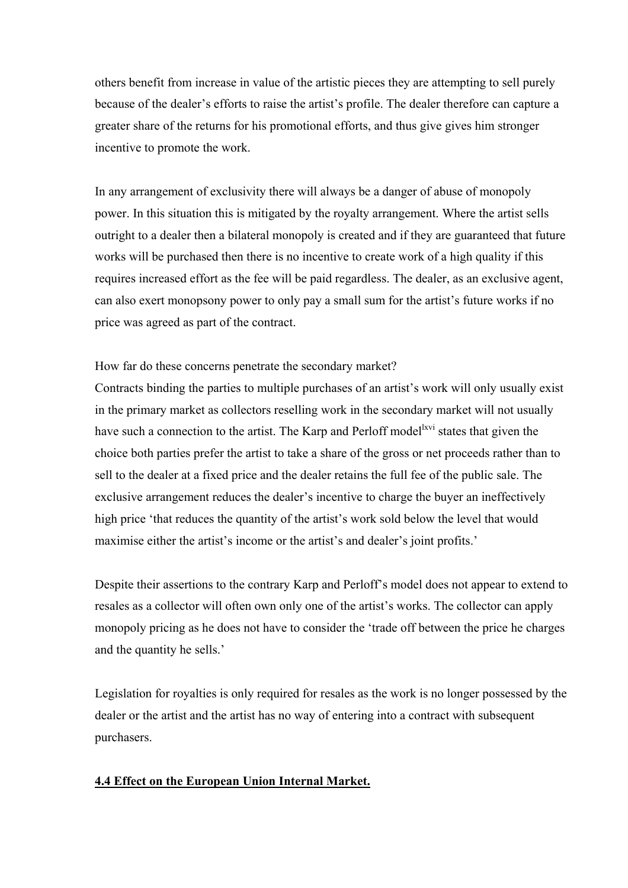others benefit from increase in value of the artistic pieces they are attempting to sell purely because of the dealer's efforts to raise the artist's profile. The dealer therefore can capture a greater share of the returns for his promotional efforts, and thus give gives him stronger incentive to promote the work.

In any arrangement of exclusivity there will always be a danger of abuse of monopoly power. In this situation this is mitigated by the royalty arrangement. Where the artist sells outright to a dealer then a bilateral monopoly is created and if they are guaranteed that future works will be purchased then there is no incentive to create work of a high quality if this requires increased effort as the fee will be paid regardless. The dealer, as an exclusive agent, can also exert monopsony power to only pay a small sum for the artist's future works if no price was agreed as part of the contract.

How far do these concerns penetrate the secondary market?

Contracts binding the parties to multiple purchases of an artist's work will only usually exist in the primary market as collectors reselling work in the secondary market will not usually have such a connection to the artist. The Karp and Perloff model[lxvi] states that given the choice both parties prefer the artist to take a share of the gross or net proceeds rather than to sell to the dealer at a fixed price and the dealer retains the full fee of the public sale. The exclusive arrangement reduces the dealer's incentive to charge the buyer an ineffectively high price 'that reduces the quantity of the artist's work sold below the level that would maximise either the artist's income or the artist's and dealer's joint profits.'

Despite their assertions to the contrary Karp and Perloff's model does not appear to extend to resales as a collector will often own only one of the artist's works. The collector can apply monopoly pricing as he does not have to consider the 'trade off between the price he charges and the quantity he sells.'

Legislation for royalties is only required for resales as the work is no longer possessed by the dealer or the artist and the artist has no way of entering into a contract with subsequent purchasers.

**4.4 Effect on the European Union Internal Market.**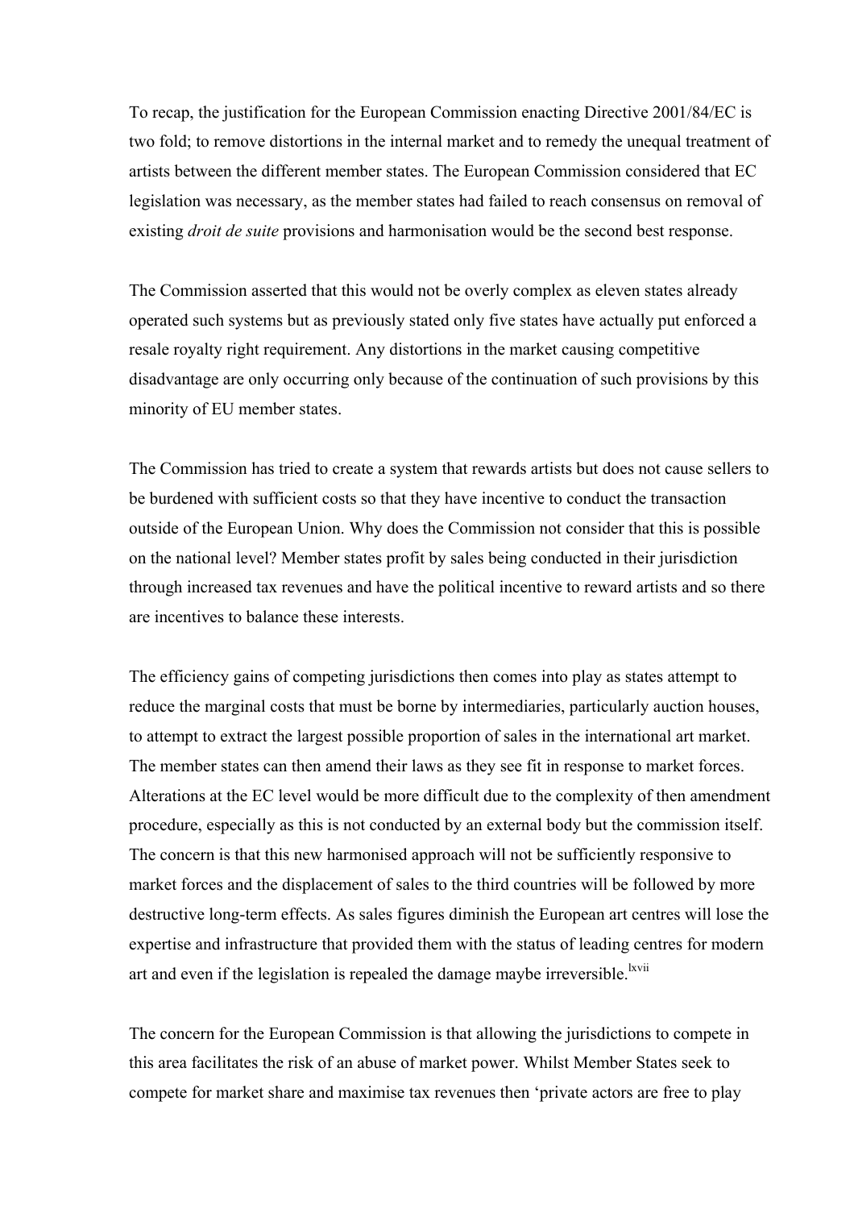To recap, the justification for the European Commission enacting Directive 2001/84/EC is two fold; to remove distortions in the internal market and to remedy the unequal treatment of artists between the different member states. The European Commission considered that EC legislation was necessary, as the member states had failed to reach consensus on removal of existing *droit de suite* provisions and harmonisation would be the second best response.

The Commission asserted that this would not be overly complex as eleven states already operated such systems but as previously stated only five states have actually put enforced a resale royalty right requirement. Any distortions in the market causing competitive disadvantage are only occurring only because of the continuation of such provisions by this minority of EU member states.

The Commission has tried to create a system that rewards artists but does not cause sellers to be burdened with sufficient costs so that they have incentive to conduct the transaction outside of the European Union. Why does the Commission not consider that this is possible on the national level? Member states profit by sales being conducted in their jurisdiction through increased tax revenues and have the political incentive to reward artists and so there are incentives to balance these interests.

The efficiency gains of competing jurisdictions then comes into play as states attempt to reduce the marginal costs that must be borne by intermediaries, particularly auction houses, to attempt to extract the largest possible proportion of sales in the international art market. The member states can then amend their laws as they see fit in response to market forces. Alterations at the EC level would be more difficult due to the complexity of then amendment procedure, especially as this is not conducted by an external body but the commission itself. The concern is that this new harmonised approach will not be sufficiently responsive to market forces and the displacement of sales to the third countries will be followed by more destructive long-term effects. As sales figures diminish the European art centres will lose the expertise and infrastructure that provided them with the status of leading centres for modern art and even if the legislation is repealed the damage maybe irreversible.[lxvii]

The concern for the European Commission is that allowing the jurisdictions to compete in this area facilitates the risk of an abuse of market power. Whilst Member States seek to compete for market share and maximise tax revenues then 'private actors are free to play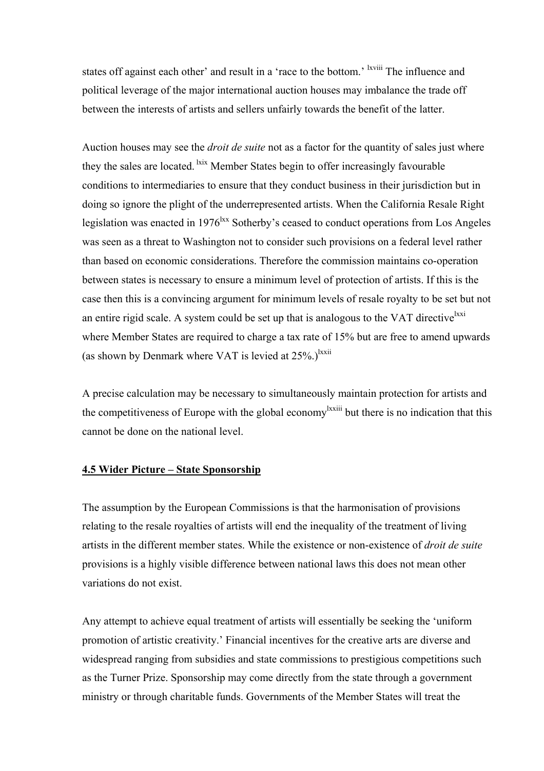states off against each other' and result in a 'race to the bottom.' [lxviii] The influence and political leverage of the major international auction houses may imbalance the trade off between the interests of artists and sellers unfairly towards the benefit of the latter.

Auction houses may see the *droit de suite* not as a factor for the quantity of sales just where they the sales are located. [lxix] Member States begin to offer increasingly favourable conditions to intermediaries to ensure that they conduct business in their jurisdiction but in doing so ignore the plight of the underrepresented artists. When the California Resale Right legislation was enacted in 1976[lxx] Sotherby's ceased to conduct operations from Los Angeles was seen as a threat to Washington not to consider such provisions on a federal level rather than based on economic considerations. Therefore the commission maintains co-operation between states is necessary to ensure a minimum level of protection of artists. If this is the case then this is a convincing argument for minimum levels of resale royalty to be set but not an entire rigid scale. A system could be set up that is analogous to the VAT directive[lxxi] where Member States are required to charge a tax rate of 15% but are free to amend upwards (as shown by Denmark where VAT is levied at 25%.)[lxxii]

A precise calculation may be necessary to simultaneously maintain protection for artists and the competitiveness of Europe with the global economy[lxxiii] but there is no indication that this cannot be done on the national level.

**4.5 Wider Picture – State Sponsorship**

The assumption by the European Commissions is that the harmonisation of provisions relating to the resale royalties of artists will end the inequality of the treatment of living artists in the different member states. While the existence or non-existence of *droit de suite* provisions is a highly visible difference between national laws this does not mean other variations do not exist.

Any attempt to achieve equal treatment of artists will essentially be seeking the 'uniform promotion of artistic creativity.' Financial incentives for the creative arts are diverse and widespread ranging from subsidies and state commissions to prestigious competitions such as the Turner Prize. Sponsorship may come directly from the state through a government ministry or through charitable funds. Governments of the Member States will treat the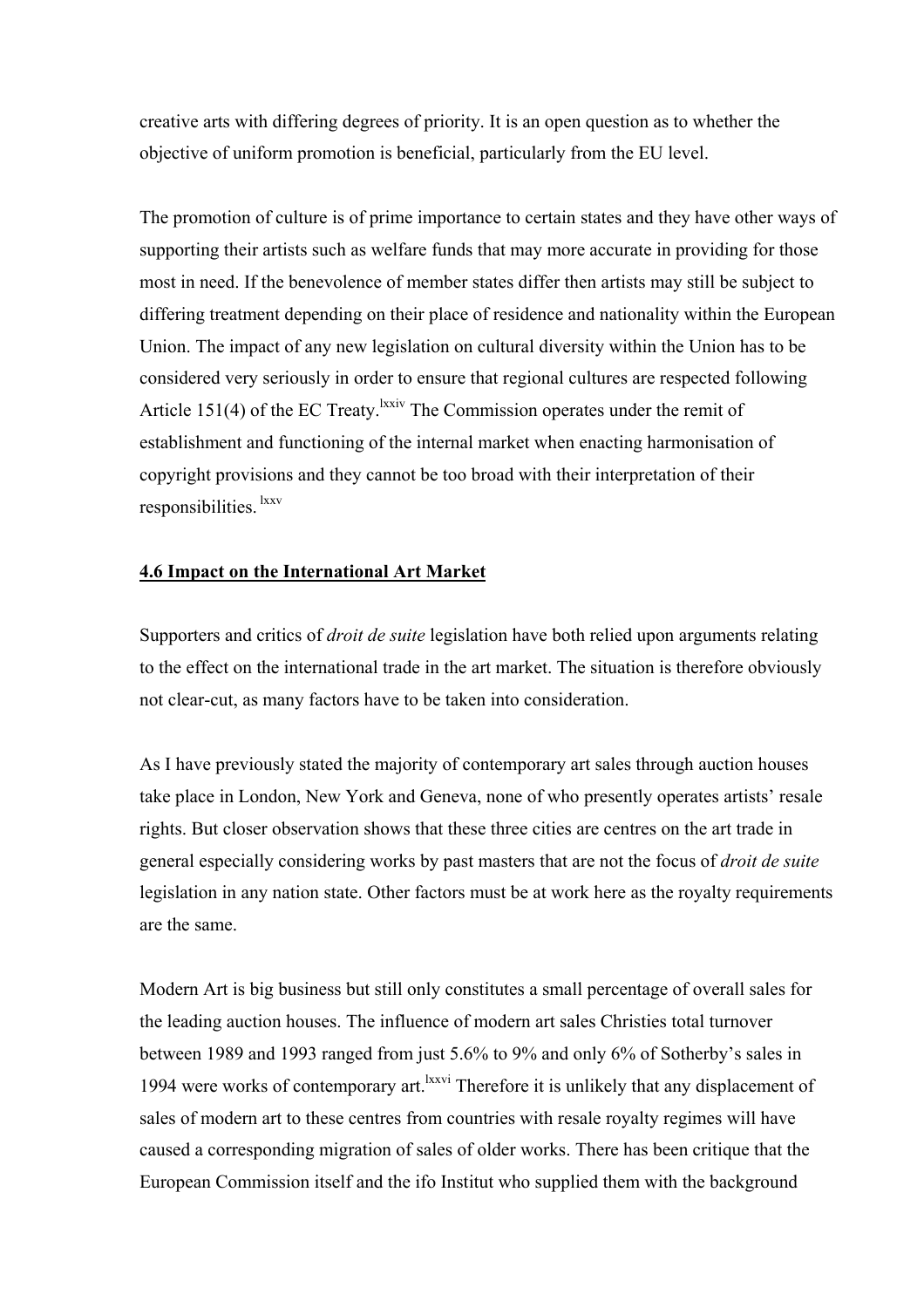creative arts with differing degrees of priority. It is an open question as to whether the objective of uniform promotion is beneficial, particularly from the EU level.

The promotion of culture is of prime importance to certain states and they have other ways of supporting their artists such as welfare funds that may more accurate in providing for those most in need. If the benevolence of member states differ then artists may still be subject to differing treatment depending on their place of residence and nationality within the European Union. The impact of any new legislation on cultural diversity within the Union has to be considered very seriously in order to ensure that regional cultures are respected following Article 151(4) of the EC Treaty.[lxxiv] The Commission operates under the remit of establishment and functioning of the internal market when enacting harmonisation of copyright provisions and they cannot be too broad with their interpretation of their responsibilities.[lxxv]

## 4.6 Impact on the International Art Market

Supporters and critics of *droit de suite* legislation have both relied upon arguments relating to the effect on the international trade in the art market. The situation is therefore obviously not clear-cut, as many factors have to be taken into consideration.

As I have previously stated the majority of contemporary art sales through auction houses take place in London, New York and Geneva, none of who presently operates artists' resale rights. But closer observation shows that these three cities are centres on the art trade in general especially considering works by past masters that are not the focus of *droit de suite* legislation in any nation state. Other factors must be at work here as the royalty requirements are the same.

Modern Art is big business but still only constitutes a small percentage of overall sales for the leading auction houses. The influence of modern art sales Christies total turnover between 1989 and 1993 ranged from just 5.6% to 9% and only 6% of Sotherby's sales in 1994 were works of contemporary art.[lxxvi] Therefore it is unlikely that any displacement of sales of modern art to these centres from countries with resale royalty regimes will have caused a corresponding migration of sales of older works. There has been critique that the European Commission itself and the ifo Institut who supplied them with the background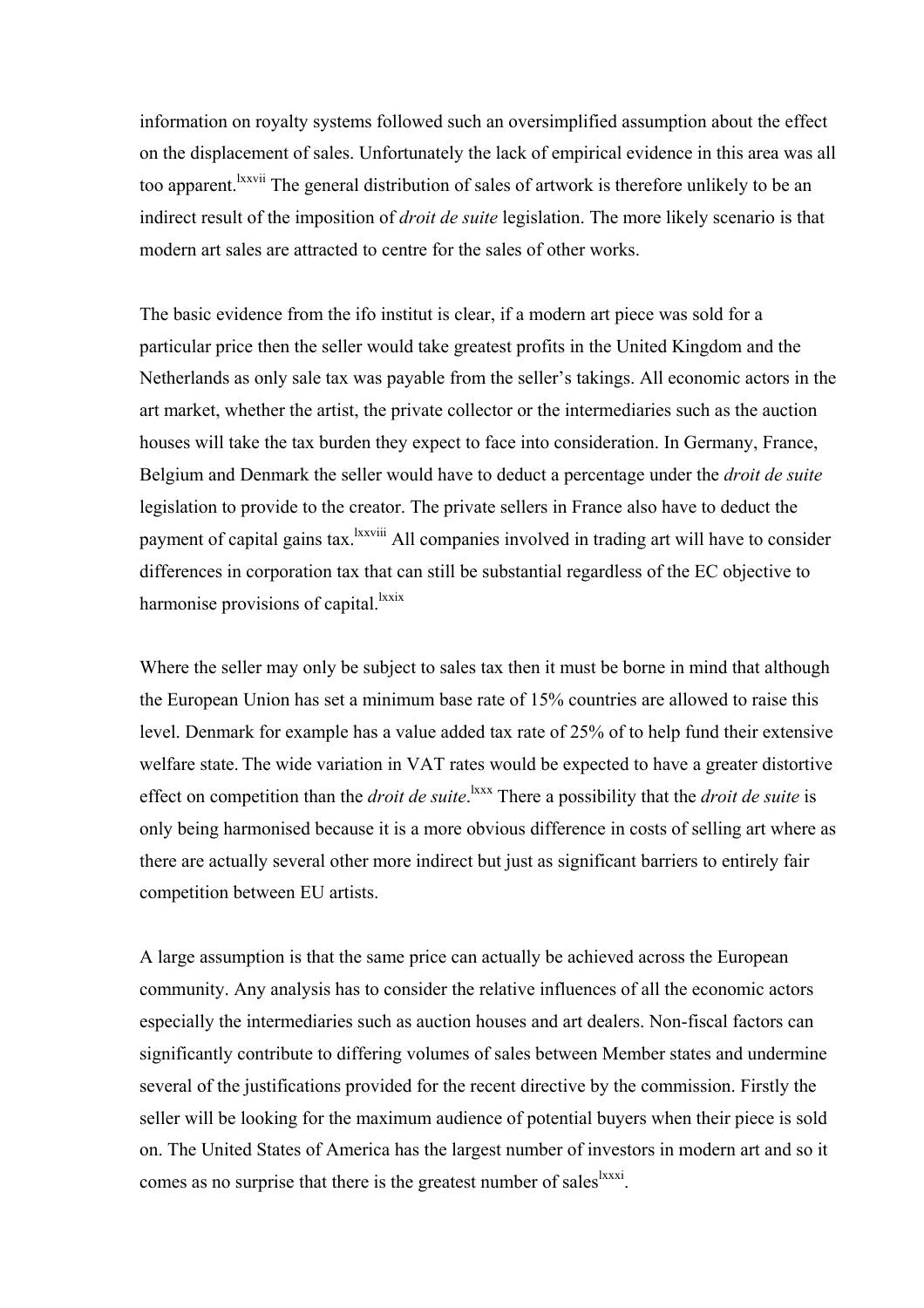information on royalty systems followed such an oversimplified assumption about the effect on the displacement of sales. Unfortunately the lack of empirical evidence in this area was all too apparent.[lxxvii] The general distribution of sales of artwork is therefore unlikely to be an indirect result of the imposition of *droit de suite* legislation. The more likely scenario is that modern art sales are attracted to centre for the sales of other works.

The basic evidence from the ifo institut is clear, if a modern art piece was sold for a particular price then the seller would take greatest profits in the United Kingdom and the Netherlands as only sale tax was payable from the seller's takings. All economic actors in the art market, whether the artist, the private collector or the intermediaries such as the auction houses will take the tax burden they expect to face into consideration. In Germany, France, Belgium and Denmark the seller would have to deduct a percentage under the *droit de suite* legislation to provide to the creator. The private sellers in France also have to deduct the payment of capital gains tax.[lxxviii] All companies involved in trading art will have to consider differences in corporation tax that can still be substantial regardless of the EC objective to harmonise provisions of capital.[lxxix]

Where the seller may only be subject to sales tax then it must be borne in mind that although the European Union has set a minimum base rate of 15% countries are allowed to raise this level. Denmark for example has a value added tax rate of 25% of to help fund their extensive welfare state. The wide variation in VAT rates would be expected to have a greater distortive effect on competition than the *droit de suite*.[lxxx] There a possibility that the *droit de suite* is only being harmonised because it is a more obvious difference in costs of selling art where as there are actually several other more indirect but just as significant barriers to entirely fair competition between EU artists.

A large assumption is that the same price can actually be achieved across the European community. Any analysis has to consider the relative influences of all the economic actors especially the intermediaries such as auction houses and art dealers. Non-fiscal factors can significantly contribute to differing volumes of sales between Member states and undermine several of the justifications provided for the recent directive by the commission. Firstly the seller will be looking for the maximum audience of potential buyers when their piece is sold on. The United States of America has the largest number of investors in modern art and so it comes as no surprise that there is the greatest number of sales[lxxxi].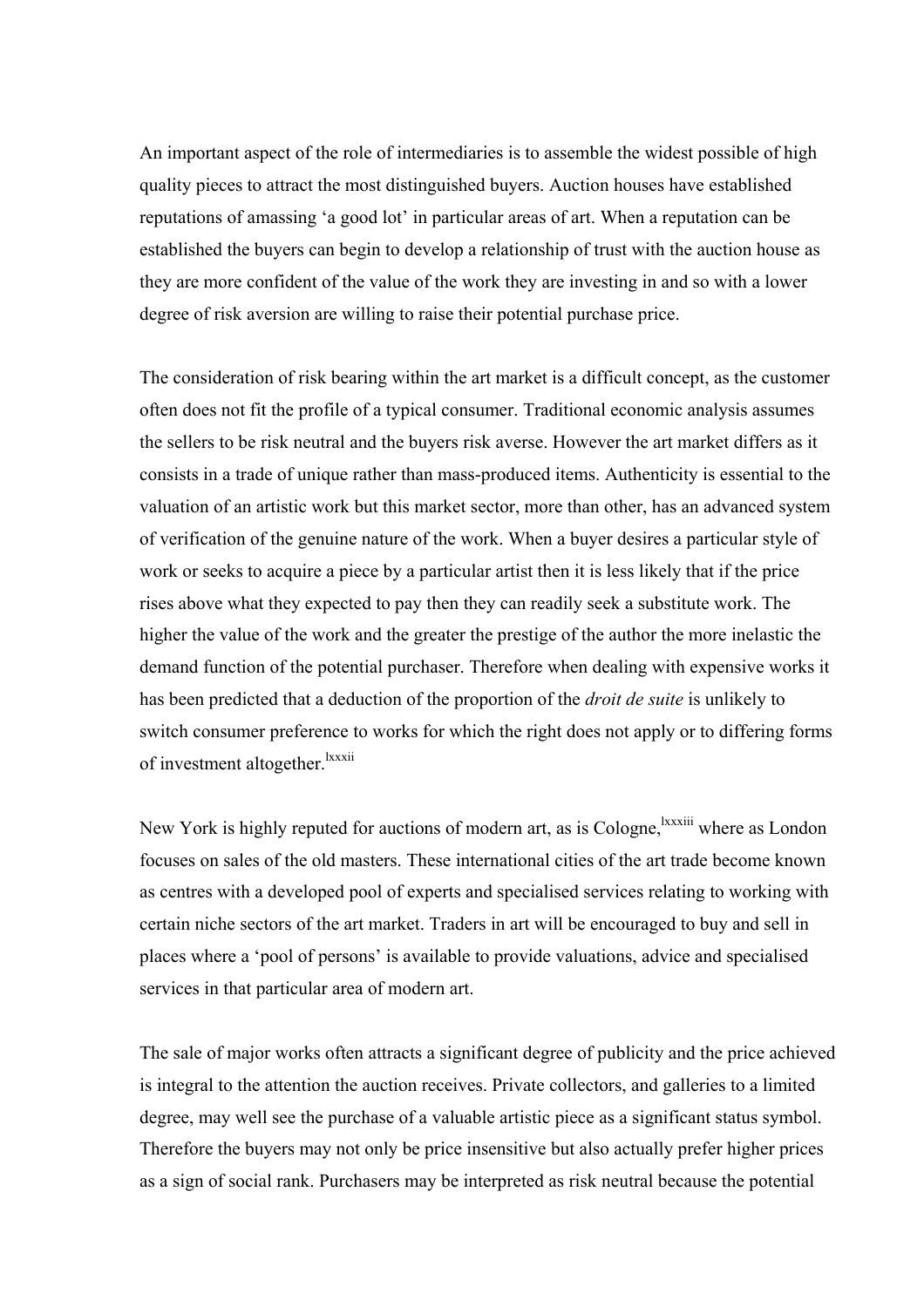An important aspect of the role of intermediaries is to assemble the widest possible of high quality pieces to attract the most distinguished buyers. Auction houses have established reputations of amassing 'a good lot' in particular areas of art. When a reputation can be established the buyers can begin to develop a relationship of trust with the auction house as they are more confident of the value of the work they are investing in and so with a lower degree of risk aversion are willing to raise their potential purchase price.

The consideration of risk bearing within the art market is a difficult concept, as the customer often does not fit the profile of a typical consumer. Traditional economic analysis assumes the sellers to be risk neutral and the buyers risk averse. However the art market differs as it consists in a trade of unique rather than mass-produced items. Authenticity is essential to the valuation of an artistic work but this market sector, more than other, has an advanced system of verification of the genuine nature of the work. When a buyer desires a particular style of work or seeks to acquire a piece by a particular artist then it is less likely that if the price rises above what they expected to pay then they can readily seek a substitute work. The higher the value of the work and the greater the prestige of the author the more inelastic the demand function of the potential purchaser. Therefore when dealing with expensive works it has been predicted that a deduction of the proportion of the *droit de suite* is unlikely to switch consumer preference to works for which the right does not apply or to differing forms of investment altogether.[lxxxii]

New York is highly reputed for auctions of modern art, as is Cologne,[lxxxiii] where as London focuses on sales of the old masters. These international cities of the art trade become known as centres with a developed pool of experts and specialised services relating to working with certain niche sectors of the art market. Traders in art will be encouraged to buy and sell in places where a 'pool of persons' is available to provide valuations, advice and specialised services in that particular area of modern art.

The sale of major works often attracts a significant degree of publicity and the price achieved is integral to the attention the auction receives. Private collectors, and galleries to a limited degree, may well see the purchase of a valuable artistic piece as a significant status symbol. Therefore the buyers may not only be price insensitive but also actually prefer higher prices as a sign of social rank. Purchasers may be interpreted as risk neutral because the potential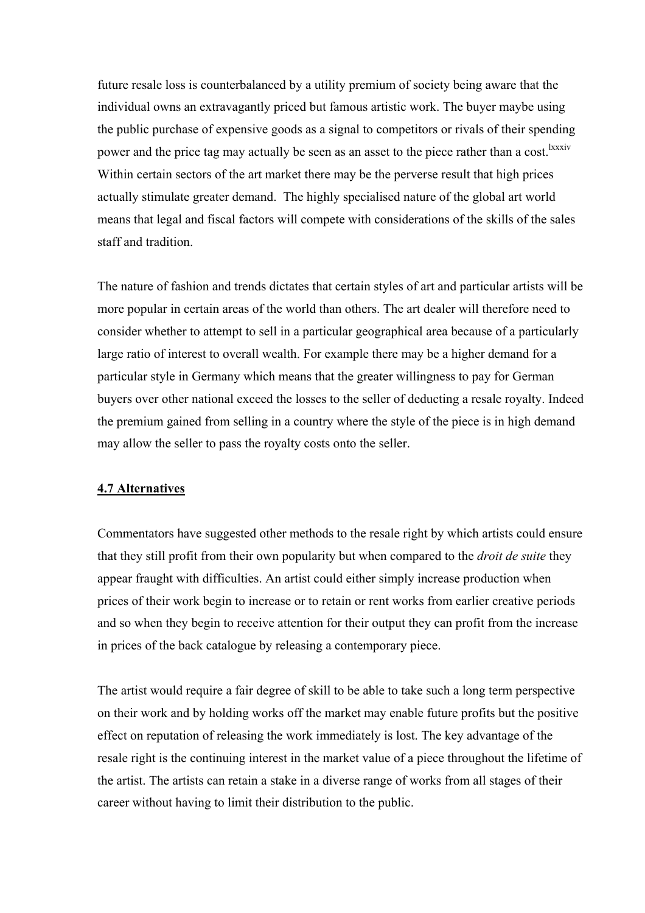future resale loss is counterbalanced by a utility premium of society being aware that the individual owns an extravagantly priced but famous artistic work. The buyer maybe using the public purchase of expensive goods as a signal to competitors or rivals of their spending power and the price tag may actually be seen as an asset to the piece rather than a cost.[lxxxiv] Within certain sectors of the art market there may be the perverse result that high prices actually stimulate greater demand. The highly specialised nature of the global art world means that legal and fiscal factors will compete with considerations of the skills of the sales staff and tradition.

The nature of fashion and trends dictates that certain styles of art and particular artists will be more popular in certain areas of the world than others. The art dealer will therefore need to consider whether to attempt to sell in a particular geographical area because of a particularly large ratio of interest to overall wealth. For example there may be a higher demand for a particular style in Germany which means that the greater willingness to pay for German buyers over other national exceed the losses to the seller of deducting a resale royalty. Indeed the premium gained from selling in a country where the style of the piece is in high demand may allow the seller to pass the royalty costs onto the seller.

## 4.7 Alternatives

Commentators have suggested other methods to the resale right by which artists could ensure that they still profit from their own popularity but when compared to the *droit de suite* they appear fraught with difficulties. An artist could either simply increase production when prices of their work begin to increase or to retain or rent works from earlier creative periods and so when they begin to receive attention for their output they can profit from the increase in prices of the back catalogue by releasing a contemporary piece.

The artist would require a fair degree of skill to be able to take such a long term perspective on their work and by holding works off the market may enable future profits but the positive effect on reputation of releasing the work immediately is lost. The key advantage of the resale right is the continuing interest in the market value of a piece throughout the lifetime of the artist. The artists can retain a stake in a diverse range of works from all stages of their career without having to limit their distribution to the public.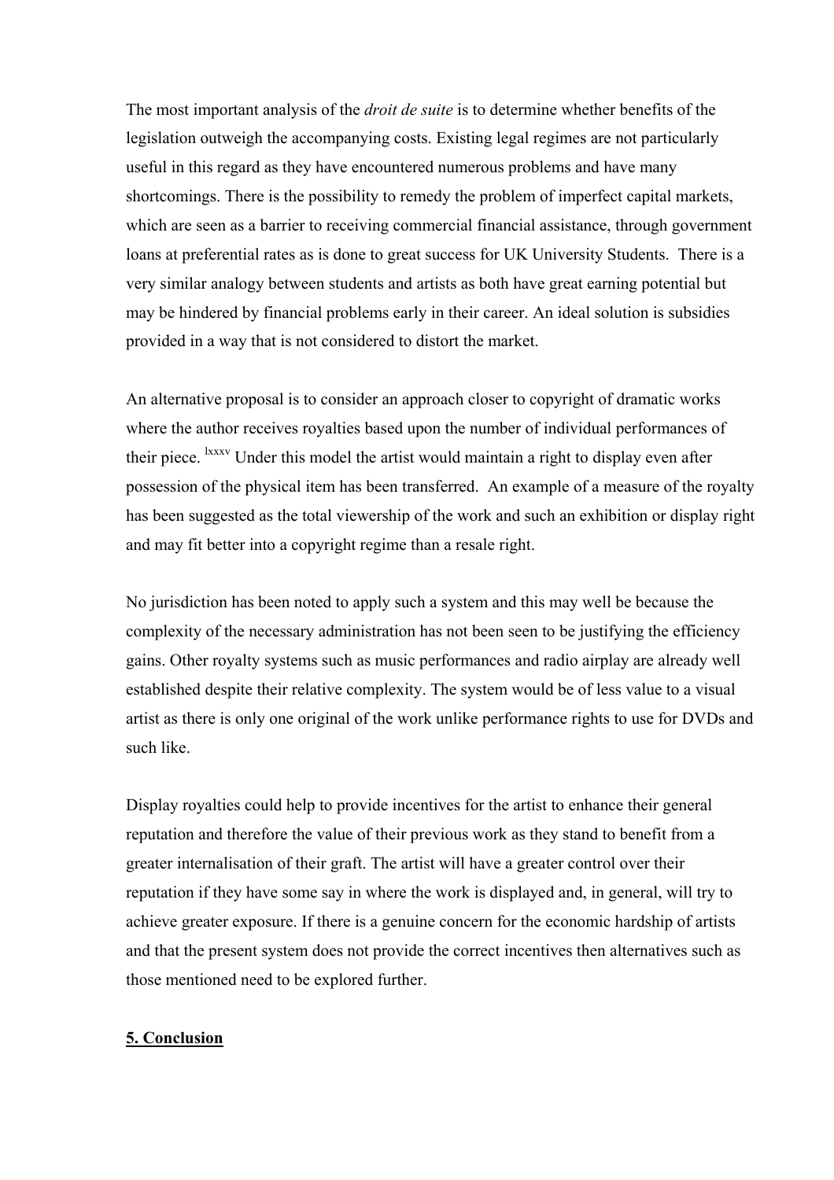The most important analysis of the *droit de suite* is to determine whether benefits of the legislation outweigh the accompanying costs. Existing legal regimes are not particularly useful in this regard as they have encountered numerous problems and have many shortcomings. There is the possibility to remedy the problem of imperfect capital markets, which are seen as a barrier to receiving commercial financial assistance, through government loans at preferential rates as is done to great success for UK University Students. There is a very similar analogy between students and artists as both have great earning potential but may be hindered by financial problems early in their career. An ideal solution is subsidies provided in a way that is not considered to distort the market.

An alternative proposal is to consider an approach closer to copyright of dramatic works where the author receives royalties based upon the number of individual performances of their piece. [lxxxv] Under this model the artist would maintain a right to display even after possession of the physical item has been transferred. An example of a measure of the royalty has been suggested as the total viewership of the work and such an exhibition or display right and may fit better into a copyright regime than a resale right.

No jurisdiction has been noted to apply such a system and this may well be because the complexity of the necessary administration has not been seen to be justifying the efficiency gains. Other royalty systems such as music performances and radio airplay are already well established despite their relative complexity. The system would be of less value to a visual artist as there is only one original of the work unlike performance rights to use for DVDs and such like.

Display royalties could help to provide incentives for the artist to enhance their general reputation and therefore the value of their previous work as they stand to benefit from a greater internalisation of their graft. The artist will have a greater control over their reputation if they have some say in where the work is displayed and, in general, will try to achieve greater exposure. If there is a genuine concern for the economic hardship of artists and that the present system does not provide the correct incentives then alternatives such as those mentioned need to be explored further.

## 5. Conclusion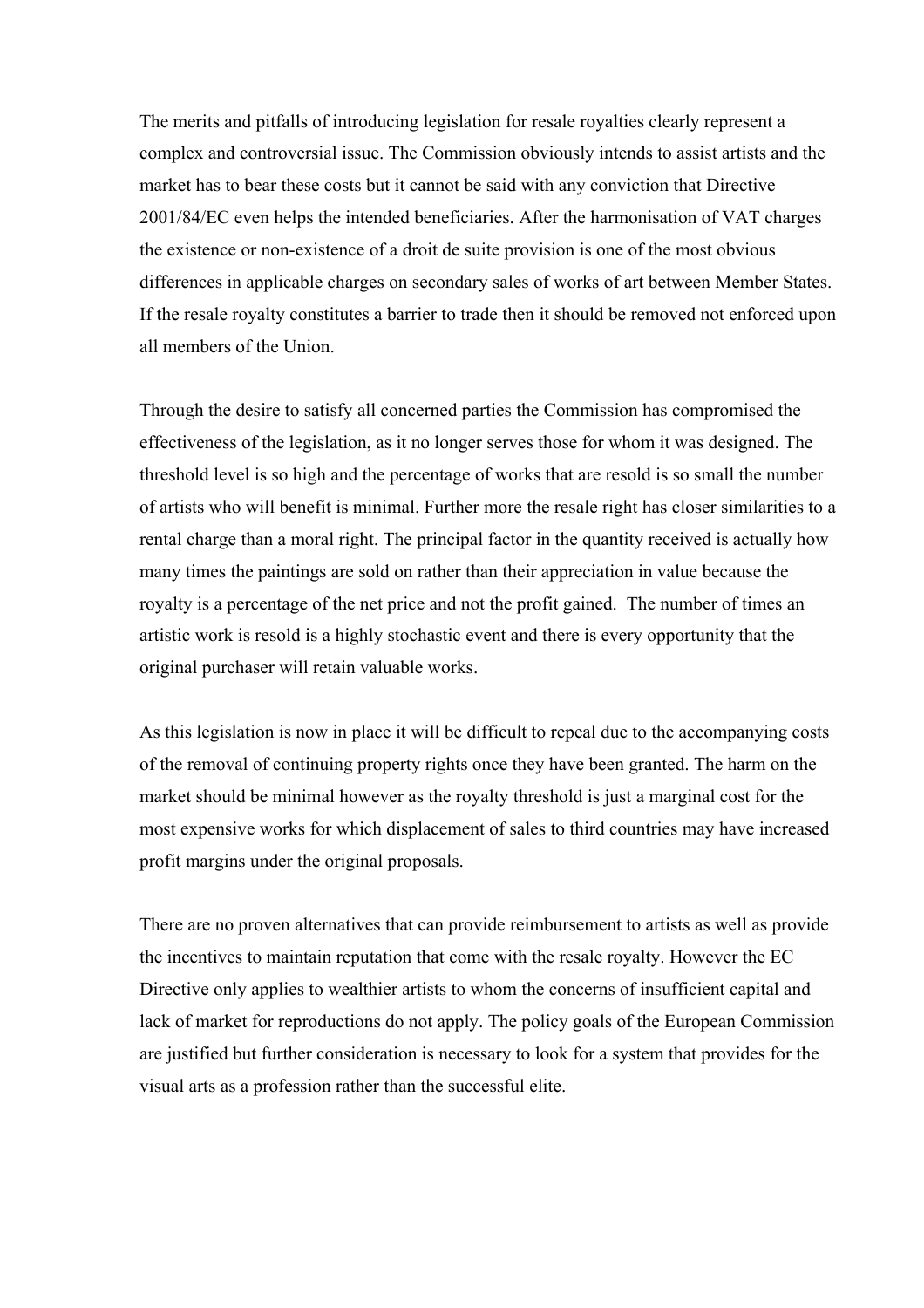The merits and pitfalls of introducing legislation for resale royalties clearly represent a complex and controversial issue. The Commission obviously intends to assist artists and the market has to bear these costs but it cannot be said with any conviction that Directive 2001/84/EC even helps the intended beneficiaries. After the harmonisation of VAT charges the existence or non-existence of a droit de suite provision is one of the most obvious differences in applicable charges on secondary sales of works of art between Member States. If the resale royalty constitutes a barrier to trade then it should be removed not enforced upon all members of the Union.

Through the desire to satisfy all concerned parties the Commission has compromised the effectiveness of the legislation, as it no longer serves those for whom it was designed. The threshold level is so high and the percentage of works that are resold is so small the number of artists who will benefit is minimal. Further more the resale right has closer similarities to a rental charge than a moral right. The principal factor in the quantity received is actually how many times the paintings are sold on rather than their appreciation in value because the royalty is a percentage of the net price and not the profit gained. The number of times an artistic work is resold is a highly stochastic event and there is every opportunity that the original purchaser will retain valuable works.

As this legislation is now in place it will be difficult to repeal due to the accompanying costs of the removal of continuing property rights once they have been granted. The harm on the market should be minimal however as the royalty threshold is just a marginal cost for the most expensive works for which displacement of sales to third countries may have increased profit margins under the original proposals.

There are no proven alternatives that can provide reimbursement to artists as well as provide the incentives to maintain reputation that come with the resale royalty. However the EC Directive only applies to wealthier artists to whom the concerns of insufficient capital and lack of market for reproductions do not apply. The policy goals of the European Commission are justified but further consideration is necessary to look for a system that provides for the visual arts as a profession rather than the successful elite.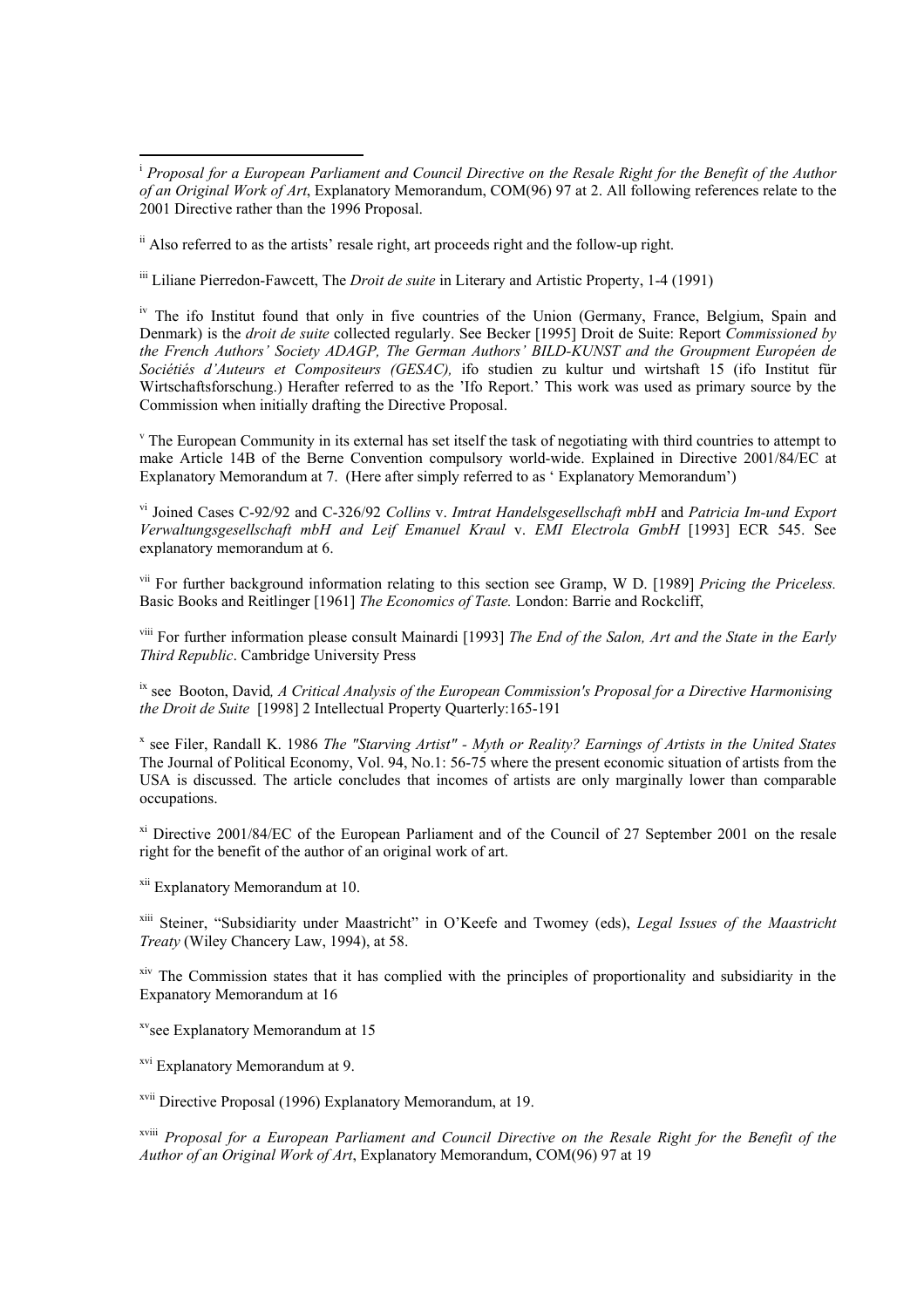[i] *Proposal for a European Parliament and Council Directive on the Resale Right for the Benefit of the Author of an Original Work of Art*, Explanatory Memorandum, COM(96) 97 at 2. All following references relate to the 2001 Directive rather than the 1996 Proposal.

[ii] Also referred to as the artists' resale right, art proceeds right and the follow-up right.

[iii] Liliane Pierredon-Fawcett, The *Droit de suite* in Literary and Artistic Property, 1-4 (1991)

[iv] The ifo Institut found that only in five countries of the Union (Germany, France, Belgium, Spain and Denmark) is the *droit de suite* collected regularly. See Becker [1995] Droit de Suite: Report *Commissioned by the French Authors' Society ADAGP, The German Authors' BILD-KUNST and the Groupment Européen de Sociétiés d'Auteurs et Compositeurs (GESAC),* ifo studien zu kultur und wirtshaft 15 (ifo Institut für Wirtschaftsforschung.) Herafter referred to as the 'Ifo Report.' This work was used as primary source by the Commission when initially drafting the Directive Proposal.

[v] The European Community in its external has set itself the task of negotiating with third countries to attempt to make Article 14B of the Berne Convention compulsory world-wide. Explained in Directive 2001/84/EC at Explanatory Memorandum at 7. (Here after simply referred to as ' Explanatory Memorandum')

[vi] Joined Cases C-92/92 and C-326/92 *Collins* v. *Imtrat Handelsgesellschaft mbH* and *Patricia Im-und Export Verwaltungsgesellschaft mbH and Leif Emanuel Kraul* v. *EMI Electrola GmbH* [1993] ECR 545. See explanatory memorandum at 6.

[vii] For further background information relating to this section see Gramp, W D. [1989] *Pricing the Priceless.* Basic Books and Reitlinger [1961] *The Economics of Taste.* London: Barrie and Rockcliff,

[viii] For further information please consult Mainardi [1993] *The End of the Salon, Art and the State in the Early Third Republic*. Cambridge University Press

[ix] see Booton, David*, A Critical Analysis of the European Commission's Proposal for a Directive Harmonising the Droit de Suite* [1998] 2 Intellectual Property Quarterly:165-191

[x] see Filer, Randall K. 1986 *The "Starving Artist" - Myth or Reality? Earnings of Artists in the United States* The Journal of Political Economy, Vol. 94, No.1: 56-75 where the present economic situation of artists from the USA is discussed. The article concludes that incomes of artists are only marginally lower than comparable occupations.

[xi] Directive 2001/84/EC of the European Parliament and of the Council of 27 September 2001 on the resale right for the benefit of the author of an original work of art.

[xii] Explanatory Memorandum at 10.

[xiii] Steiner, "Subsidiarity under Maastricht" in O'Keefe and Twomey (eds), *Legal Issues of the Maastricht Treaty* (Wiley Chancery Law, 1994), at 58.

[xiv] The Commission states that it has complied with the principles of proportionality and subsidiarity in the Expanatory Memorandum at 16

[xv] see Explanatory Memorandum at 15

[xvi] Explanatory Memorandum at 9.

[xvii] Directive Proposal (1996) Explanatory Memorandum, at 19.

[xviii] *Proposal for a European Parliament and Council Directive on the Resale Right for the Benefit of the Author of an Original Work of Art*, Explanatory Memorandum, COM(96) 97 at 19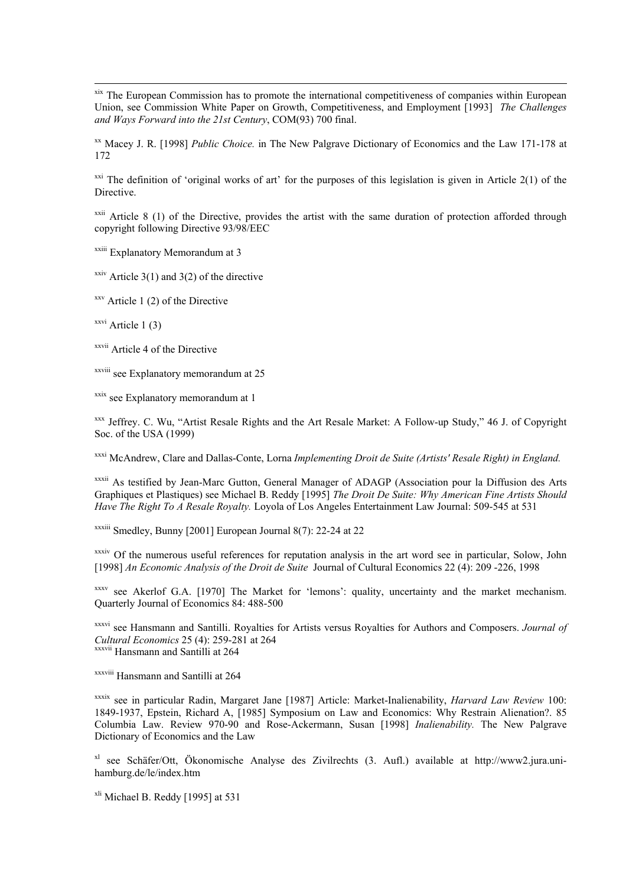[xix] The European Commission has to promote the international competitiveness of companies within European Union, see Commission White Paper on Growth, Competitiveness, and Employment [1993] *The Challenges and Ways Forward into the 21st Century*, COM(93) 700 final.

[xx] Macey J. R. [1998] *Public Choice.* in The New Palgrave Dictionary of Economics and the Law 171-178 at 172

[xxi] The definition of 'original works of art' for the purposes of this legislation is given in Article 2(1) of the Directive.

[xxii] Article 8 (1) of the Directive, provides the artist with the same duration of protection afforded through copyright following Directive 93/98/EEC

[xxiii] Explanatory Memorandum at 3

[xxiv] Article 3(1) and 3(2) of the directive

[xxv] Article 1 (2) of the Directive

[xxvi] Article 1 (3)

[xxvii] Article 4 of the Directive

[xxviii] see Explanatory memorandum at 25

[xxix] see Explanatory memorandum at 1

[xxx] Jeffrey. C. Wu, "Artist Resale Rights and the Art Resale Market: A Follow-up Study," 46 J. of Copyright Soc. of the USA (1999)

[xxxi] McAndrew, Clare and Dallas-Conte, Lorna *Implementing Droit de Suite (Artists' Resale Right) in England.*

[xxxii] As testified by Jean-Marc Gutton, General Manager of ADAGP (Association pour la Diffusion des Arts Graphiques et Plastiques) see Michael B. Reddy [1995] *The Droit De Suite: Why American Fine Artists Should Have The Right To A Resale Royalty.* Loyola of Los Angeles Entertainment Law Journal: 509-545 at 531

[xxxiii] Smedley, Bunny [2001] European Journal 8(7): 22-24 at 22

[xxxiv] Of the numerous useful references for reputation analysis in the art word see in particular, Solow, John [1998] *An Economic Analysis of the Droit de Suite* Journal of Cultural Economics 22 (4): 209 -226, 1998

[xxxv] see Akerlof G.A. [1970] The Market for 'lemons': quality, uncertainty and the market mechanism. Quarterly Journal of Economics 84: 488-500

[xxxvi] see Hansmann and Santilli. Royalties for Artists versus Royalties for Authors and Composers. *Journal of Cultural Economics* 25 (4): 259-281 at 264

[xxxvii] Hansmann and Santilli at 264

[xxxviii] Hansmann and Santilli at 264

[xxxix] see in particular Radin, Margaret Jane [1987] Article: Market-Inalienability, *Harvard Law Review* 100: 1849-1937, Epstein, Richard A, [1985] Symposium on Law and Economics: Why Restrain Alienation?. 85 Columbia Law. Review 970-90 and Rose-Ackermann, Susan [1998] *Inalienability.* The New Palgrave Dictionary of Economics and the Law

[xl] see Schäfer/Ott, Ökonomische Analyse des Zivilrechts (3. Aufl.) available at http://www2.jura.uni-hamburg.de/le/index.htm

[xli] Michael B. Reddy [1995] at 531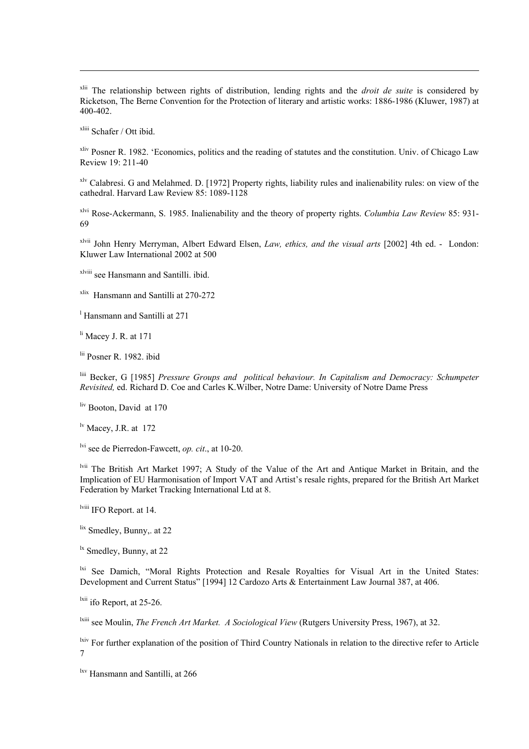[xlii] The relationship between rights of distribution, lending rights and the *droit de suite* is considered by Ricketson, The Berne Convention for the Protection of literary and artistic works: 1886-1986 (Kluwer, 1987) at 400-402.

[xliii] Schafer / Ott ibid.

[xliv] Posner R. 1982. 'Economics, politics and the reading of statutes and the constitution. Univ. of Chicago Law Review 19: 211-40

[xlv] Calabresi. G and Melahmed. D. [1972] Property rights, liability rules and inalienability rules: on view of the cathedral. Harvard Law Review 85: 1089-1128

[xlvi] Rose-Ackermann, S. 1985. Inalienability and the theory of property rights. *Columbia Law Review* 85: 931-69

[xlvii] John Henry Merryman, Albert Edward Elsen, *Law, ethics, and the visual arts* [2002] 4th ed. - London: Kluwer Law International 2002 at 500

[xlviii] see Hansmann and Santilli. ibid.

[xlix] Hansmann and Santilli at 270-272

[l] Hansmann and Santilli at 271

[li] Macey J. R. at 171

[lii] Posner R. 1982. ibid

[liii] Becker, G [1985] *Pressure Groups and political behaviour. In Capitalism and Democracy: Schumpeter Revisited,* ed. Richard D. Coe and Carles K.Wilber, Notre Dame: University of Notre Dame Press

[liv] Booton, David at 170

[lv] Macey, J.R. at 172

[lvi] see de Pierredon-Fawcett, *op. cit*., at 10-20.

[lvii] The British Art Market 1997; A Study of the Value of the Art and Antique Market in Britain, and the Implication of EU Harmonisation of Import VAT and Artist's resale rights, prepared for the British Art Market Federation by Market Tracking International Ltd at 8.

[lviii] IFO Report. at 14.

[lix] Smedley, Bunny,. at 22

[lx] Smedley, Bunny, at 22

[lxi] See Damich, "Moral Rights Protection and Resale Royalties for Visual Art in the United States: Development and Current Status" [1994] 12 Cardozo Arts & Entertainment Law Journal 387, at 406.

[lxii] ifo Report, at 25-26.

[lxiii] see Moulin, *The French Art Market. A Sociological View* (Rutgers University Press, 1967), at 32.

[lxiv] For further explanation of the position of Third Country Nationals in relation to the directive refer to Article 7

[lxv] Hansmann and Santilli, at 266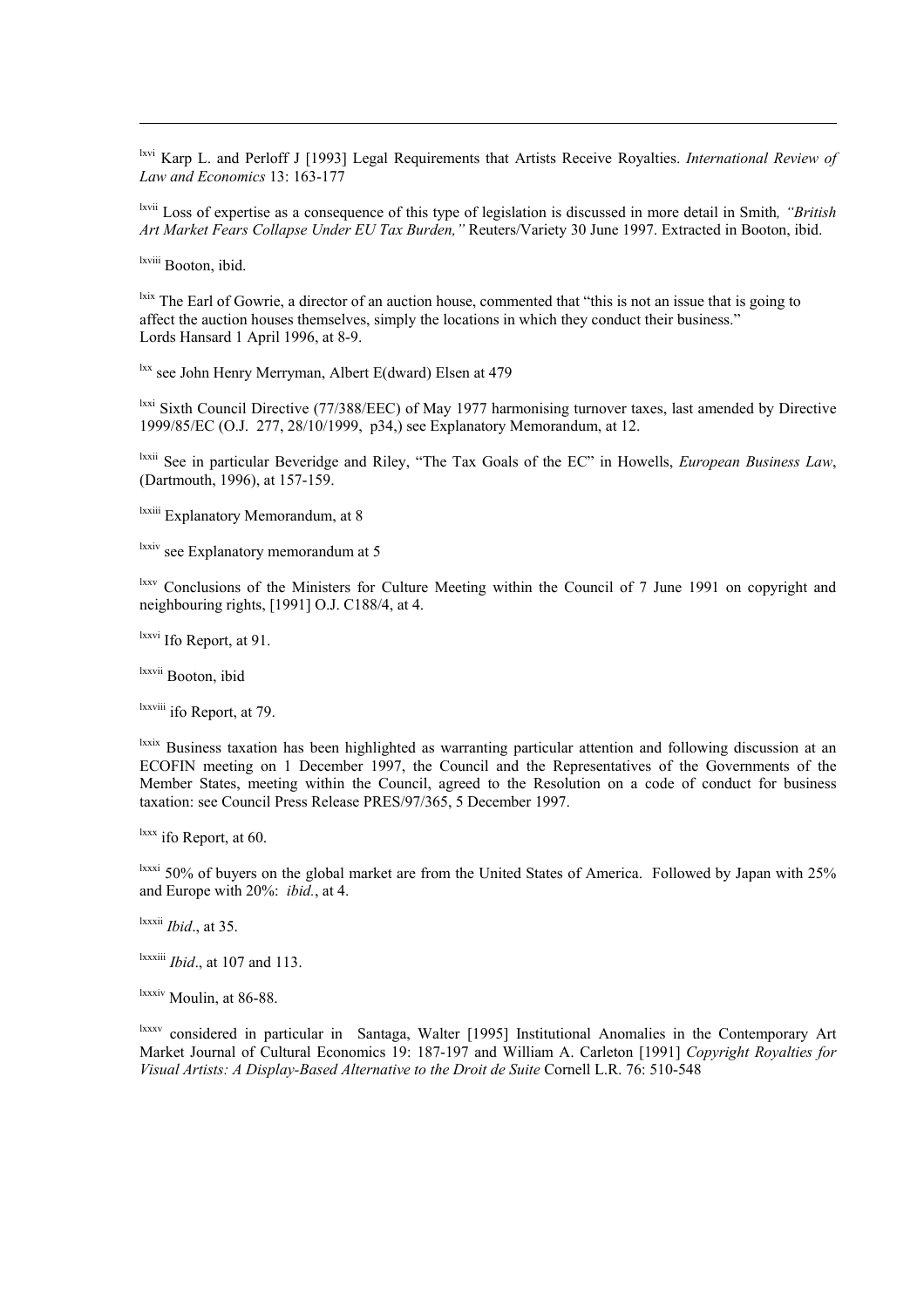[lxvi] Karp L. and Perloff J [1993] Legal Requirements that Artists Receive Royalties. *International Review of Law and Economics* 13: 163-177

[lxvii] Loss of expertise as a consequence of this type of legislation is discussed in more detail in Smith*, "British Art Market Fears Collapse Under EU Tax Burden,"* Reuters/Variety 30 June 1997. Extracted in Booton, ibid.

[lxviii] Booton, ibid.

[lxix] The Earl of Gowrie, a director of an auction house, commented that "this is not an issue that is going to affect the auction houses themselves, simply the locations in which they conduct their business." Lords Hansard 1 April 1996, at 8-9.

[lxx] see John Henry Merryman, Albert E(dward) Elsen at 479

[lxxi] Sixth Council Directive (77/388/EEC) of May 1977 harmonising turnover taxes, last amended by Directive 1999/85/EC (O.J. 277, 28/10/1999, p34,) see Explanatory Memorandum, at 12.

[lxxii] See in particular Beveridge and Riley, "The Tax Goals of the EC" in Howells, *European Business Law*, (Dartmouth, 1996), at 157-159.

[lxxiii] Explanatory Memorandum, at 8

[lxxiv] see Explanatory memorandum at 5

[lxxv] Conclusions of the Ministers for Culture Meeting within the Council of 7 June 1991 on copyright and neighbouring rights, [1991] O.J. C188/4, at 4.

[lxxvi] Ifo Report, at 91.

[lxxvii] Booton, ibid

[lxxviii] ifo Report, at 79.

[lxxix] Business taxation has been highlighted as warranting particular attention and following discussion at an ECOFIN meeting on 1 December 1997, the Council and the Representatives of the Governments of the Member States, meeting within the Council, agreed to the Resolution on a code of conduct for business taxation: see Council Press Release PRES/97/365, 5 December 1997.

[lxxx] ifo Report, at 60.

[lxxxi] 50% of buyers on the global market are from the United States of America. Followed by Japan with 25% and Europe with 20%: *ibid.*, at 4.

[lxxxii] *Ibid*., at 35.

[lxxxiii] *Ibid*., at 107 and 113.

[lxxxiv] Moulin, at 86-88.

[lxxxv] considered in particular in Santaga, Walter [1995] Institutional Anomalies in the Contemporary Art Market Journal of Cultural Economics 19: 187-197 and William A. Carleton [1991] *Copyright Royalties for Visual Artists: A Display-Based Alternative to the Droit de Suite* Cornell L.R. 76: 510-548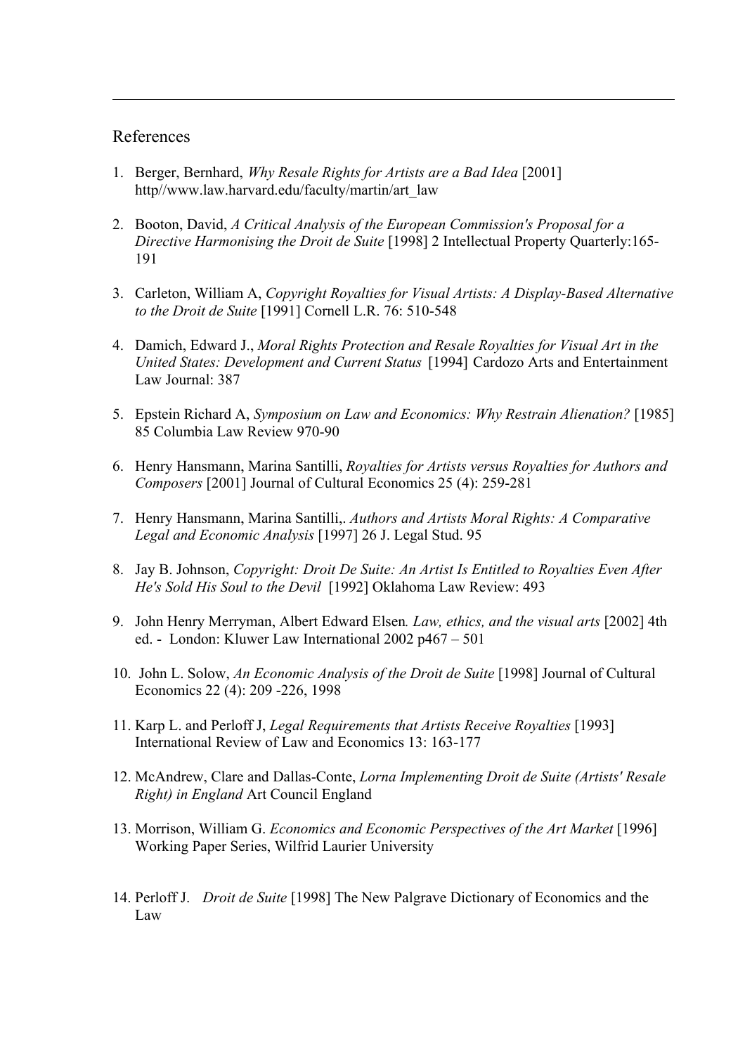## References

1. Berger, Bernhard, *Why Resale Rights for Artists are a Bad Idea* [2001] http//www.law.harvard.edu/faculty/martin/art_law

2. Booton, David, *A Critical Analysis of the European Commission's Proposal for a Directive Harmonising the Droit de Suite* [1998] 2 Intellectual Property Quarterly:165-191

3. Carleton, William A, *Copyright Royalties for Visual Artists: A Display-Based Alternative to the Droit de Suite* [1991] Cornell L.R. 76: 510-548

4. Damich, Edward J., *Moral Rights Protection and Resale Royalties for Visual Art in the United States: Development and Current Status* [1994] Cardozo Arts and Entertainment Law Journal: 387

5. Epstein Richard A, *Symposium on Law and Economics: Why Restrain Alienation?* [1985] 85 Columbia Law Review 970-90

6. Henry Hansmann, Marina Santilli, *Royalties for Artists versus Royalties for Authors and Composers* [2001] Journal of Cultural Economics 25 (4): 259-281

7. Henry Hansmann, Marina Santilli,. *Authors and Artists Moral Rights: A Comparative Legal and Economic Analysis* [1997] 26 J. Legal Stud. 95

8. Jay B. Johnson, *Copyright: Droit De Suite: An Artist Is Entitled to Royalties Even After He's Sold His Soul to the Devil* [1992] Oklahoma Law Review: 493

9. John Henry Merryman, Albert Edward Elsen*. Law, ethics, and the visual arts* [2002] 4th ed. - London: Kluwer Law International 2002 p467 – 501

10. John L. Solow, *An Economic Analysis of the Droit de Suite* [1998] Journal of Cultural Economics 22 (4): 209 -226, 1998

11. Karp L. and Perloff J, *Legal Requirements that Artists Receive Royalties* [1993] International Review of Law and Economics 13: 163-177

12. McAndrew, Clare and Dallas-Conte, *Lorna Implementing Droit de Suite (Artists' Resale Right) in England* Art Council England

13. Morrison, William G. *Economics and Economic Perspectives of the Art Market* [1996] Working Paper Series, Wilfrid Laurier University

14. Perloff J. *Droit de Suite* [1998] The New Palgrave Dictionary of Economics and the Law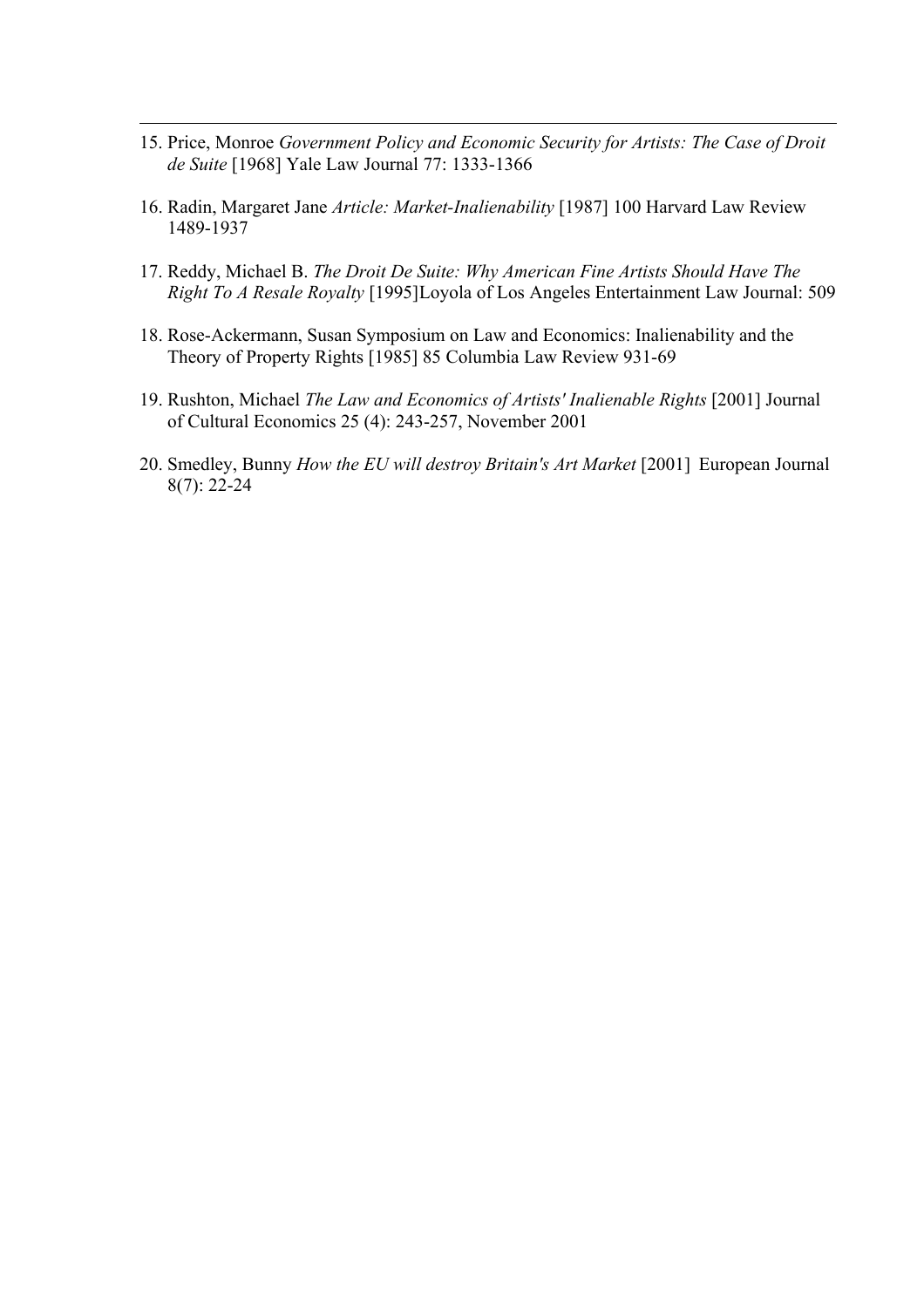15. Price, Monroe *Government Policy and Economic Security for Artists: The Case of Droit de Suite* [1968] Yale Law Journal 77: 1333-1366

16. Radin, Margaret Jane *Article: Market-Inalienability* [1987] 100 Harvard Law Review 1489-1937

17. Reddy, Michael B. *The Droit De Suite: Why American Fine Artists Should Have The Right To A Resale Royalty* [1995]Loyola of Los Angeles Entertainment Law Journal: 509

18. Rose-Ackermann, Susan Symposium on Law and Economics: Inalienability and the Theory of Property Rights [1985] 85 Columbia Law Review 931-69

19. Rushton, Michael *The Law and Economics of Artists' Inalienable Rights* [2001] Journal of Cultural Economics 25 (4): 243-257, November 2001

20. Smedley, Bunny *How the EU will destroy Britain's Art Market* [2001] European Journal 8(7): 22-24